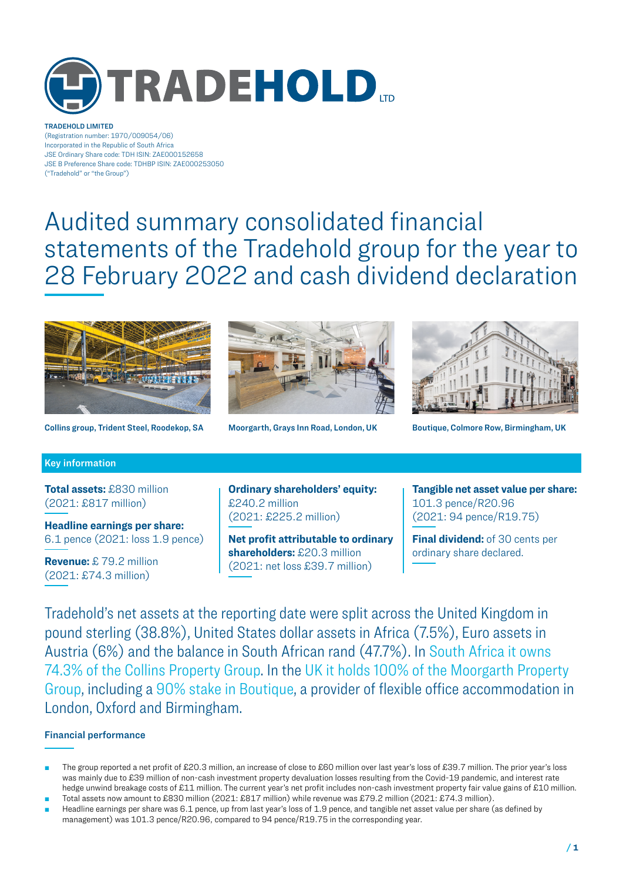**TRADEHOLD LIMITED**
(Registration number: 1970/009054/06)
Incorporated in the Republic of South Africa
JSE Ordinary Share code: TDH ISIN: ZAE000152658
JSE B Preference Share code: TDHBP ISIN: ZAE000253050
("Tradehold" or "the Group")

# Audited summary consolidated financial statements of the Tradehold group for the year to 28 February 2022 and cash dividend declaration

Collins group, Trident Steel, Roodekop, SA

Moorgarth, Grays Inn Road, London, UK

Boutique, Colmore Row, Birmingham, UK

## Key information

**Total assets:** £830 million (2021: £817 million)

**Headline earnings per share:** 6.1 pence (2021: loss 1.9 pence)

**Revenue:** £ 79.2 million (2021: £74.3 million)

**Ordinary shareholders' equity:** £240.2 million (2021: £225.2 million)

**Net profit attributable to ordinary shareholders:** £20.3 million (2021: net loss £39.7 million)

**Tangible net asset value per share:** 101.3 pence/R20.96 (2021: 94 pence/R19.75)

**Final dividend:** of 30 cents per ordinary share declared.

Tradehold's net assets at the reporting date were split across the United Kingdom in pound sterling (38.8%), United States dollar assets in Africa (7.5%), Euro assets in Austria (6%) and the balance in South African rand (47.7%). In South Africa it owns 74.3% of the Collins Property Group. In the UK it holds 100% of the Moorgarth Property Group, including a 90% stake in Boutique, a provider of flexible office accommodation in London, Oxford and Birmingham.

### Financial performance

- The group reported a net profit of £20.3 million, an increase of close to £60 million over last year's loss of £39.7 million. The prior year's loss was mainly due to £39 million of non-cash investment property devaluation losses resulting from the Covid-19 pandemic, and interest rate hedge unwind breakage costs of £11 million. The current year's net profit includes non-cash investment property fair value gains of £10 million.
- Total assets now amount to £830 million (2021: £817 million) while revenue was £79.2 million (2021: £74.3 million).
- Headline earnings per share was 6.1 pence, up from last year's loss of 1.9 pence, and tangible net asset value per share (as defined by management) was 101.3 pence/R20.96, compared to 94 pence/R19.75 in the corresponding year.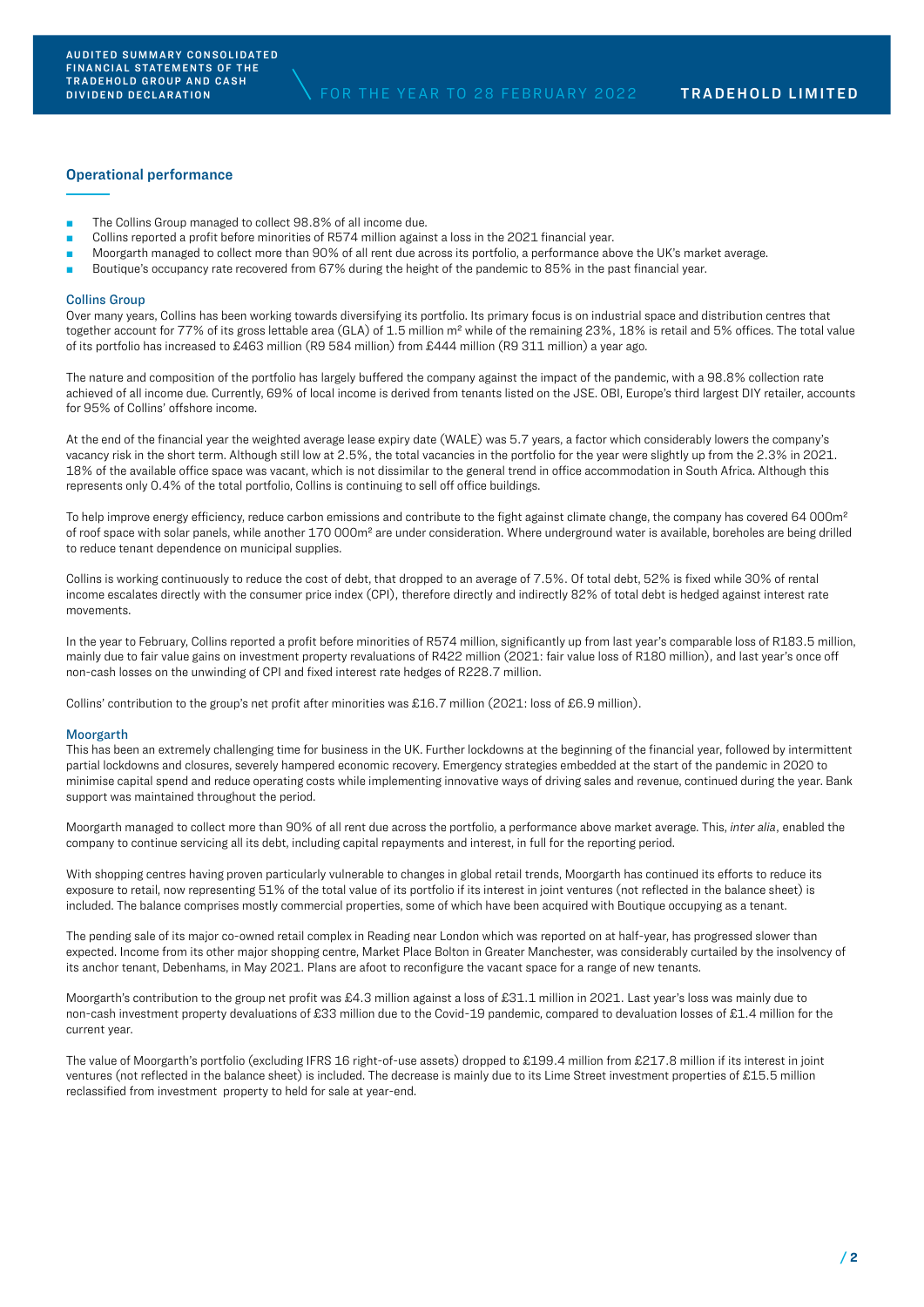## Operational performance

- The Collins Group managed to collect 98.8% of all income due.
- Collins reported a profit before minorities of R574 million against a loss in the 2021 financial year.
- Moorgarth managed to collect more than 90% of all rent due across its portfolio, a performance above the UK's market average.
- Boutique's occupancy rate recovered from 67% during the height of the pandemic to 85% in the past financial year.

### Collins Group

Over many years, Collins has been working towards diversifying its portfolio. Its primary focus is on industrial space and distribution centres that together account for 77% of its gross lettable area (GLA) of 1.5 million m² while of the remaining 23%, 18% is retail and 5% offices. The total value of its portfolio has increased to £463 million (R9 584 million) from £444 million (R9 311 million) a year ago.

The nature and composition of the portfolio has largely buffered the company against the impact of the pandemic, with a 98.8% collection rate achieved of all income due. Currently, 69% of local income is derived from tenants listed on the JSE. OBI, Europe's third largest DIY retailer, accounts for 95% of Collins' offshore income.

At the end of the financial year the weighted average lease expiry date (WALE) was 5.7 years, a factor which considerably lowers the company's vacancy risk in the short term. Although still low at 2.5%, the total vacancies in the portfolio for the year were slightly up from the 2.3% in 2021. 18% of the available office space was vacant, which is not dissimilar to the general trend in office accommodation in South Africa. Although this represents only 0.4% of the total portfolio, Collins is continuing to sell off office buildings.

To help improve energy efficiency, reduce carbon emissions and contribute to the fight against climate change, the company has covered 64 000m² of roof space with solar panels, while another 170 000m² are under consideration. Where underground water is available, boreholes are being drilled to reduce tenant dependence on municipal supplies.

Collins is working continuously to reduce the cost of debt, that dropped to an average of 7.5%. Of total debt, 52% is fixed while 30% of rental income escalates directly with the consumer price index (CPI), therefore directly and indirectly 82% of total debt is hedged against interest rate movements.

In the year to February, Collins reported a profit before minorities of R574 million, significantly up from last year's comparable loss of R183.5 million, mainly due to fair value gains on investment property revaluations of R422 million (2021: fair value loss of R180 million), and last year's once off non-cash losses on the unwinding of CPI and fixed interest rate hedges of R228.7 million.

Collins' contribution to the group's net profit after minorities was £16.7 million (2021: loss of £6.9 million).

### Moorgarth

This has been an extremely challenging time for business in the UK. Further lockdowns at the beginning of the financial year, followed by intermittent partial lockdowns and closures, severely hampered economic recovery. Emergency strategies embedded at the start of the pandemic in 2020 to minimise capital spend and reduce operating costs while implementing innovative ways of driving sales and revenue, continued during the year. Bank support was maintained throughout the period.

Moorgarth managed to collect more than 90% of all rent due across the portfolio, a performance above market average. This, *inter alia*, enabled the company to continue servicing all its debt, including capital repayments and interest, in full for the reporting period.

With shopping centres having proven particularly vulnerable to changes in global retail trends, Moorgarth has continued its efforts to reduce its exposure to retail, now representing 51% of the total value of its portfolio if its interest in joint ventures (not reflected in the balance sheet) is included. The balance comprises mostly commercial properties, some of which have been acquired with Boutique occupying as a tenant.

The pending sale of its major co-owned retail complex in Reading near London which was reported on at half-year, has progressed slower than expected. Income from its other major shopping centre, Market Place Bolton in Greater Manchester, was considerably curtailed by the insolvency of its anchor tenant, Debenhams, in May 2021. Plans are afoot to reconfigure the vacant space for a range of new tenants.

Moorgarth's contribution to the group net profit was £4.3 million against a loss of £31.1 million in 2021. Last year's loss was mainly due to non-cash investment property devaluations of £33 million due to the Covid-19 pandemic, compared to devaluation losses of £1.4 million for the current year.

The value of Moorgarth's portfolio (excluding IFRS 16 right-of-use assets) dropped to £199.4 million from £217.8 million if its interest in joint ventures (not reflected in the balance sheet) is included. The decrease is mainly due to its Lime Street investment properties of £15.5 million reclassified from investment property to held for sale at year-end.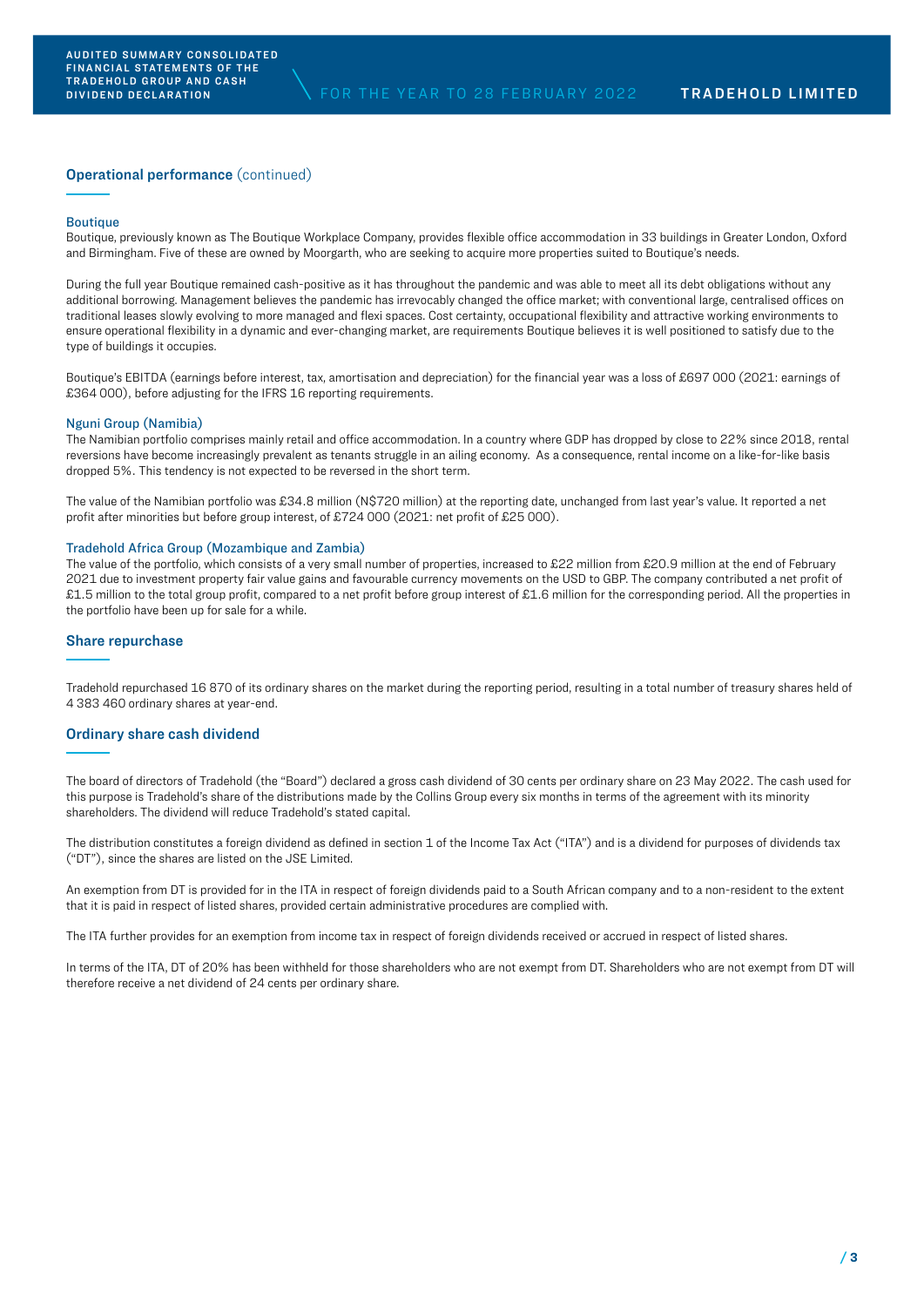## Operational performance (continued)

### Boutique

Boutique, previously known as The Boutique Workplace Company, provides flexible office accommodation in 33 buildings in Greater London, Oxford and Birmingham. Five of these are owned by Moorgarth, who are seeking to acquire more properties suited to Boutique's needs.

During the full year Boutique remained cash-positive as it has throughout the pandemic and was able to meet all its debt obligations without any additional borrowing. Management believes the pandemic has irrevocably changed the office market; with conventional large, centralised offices on traditional leases slowly evolving to more managed and flexi spaces. Cost certainty, occupational flexibility and attractive working environments to ensure operational flexibility in a dynamic and ever-changing market, are requirements Boutique believes it is well positioned to satisfy due to the type of buildings it occupies.

Boutique's EBITDA (earnings before interest, tax, amortisation and depreciation) for the financial year was a loss of £697 000 (2021: earnings of £364 000), before adjusting for the IFRS 16 reporting requirements.

### Nguni Group (Namibia)

The Namibian portfolio comprises mainly retail and office accommodation. In a country where GDP has dropped by close to 22% since 2018, rental reversions have become increasingly prevalent as tenants struggle in an ailing economy. As a consequence, rental income on a like-for-like basis dropped 5%. This tendency is not expected to be reversed in the short term.

The value of the Namibian portfolio was £34.8 million (N$720 million) at the reporting date, unchanged from last year's value. It reported a net profit after minorities but before group interest, of £724 000 (2021: net profit of £25 000).

### Tradehold Africa Group (Mozambique and Zambia)

The value of the portfolio, which consists of a very small number of properties, increased to £22 million from £20.9 million at the end of February 2021 due to investment property fair value gains and favourable currency movements on the USD to GBP. The company contributed a net profit of £1.5 million to the total group profit, compared to a net profit before group interest of £1.6 million for the corresponding period. All the properties in the portfolio have been up for sale for a while.

## Share repurchase

Tradehold repurchased 16 870 of its ordinary shares on the market during the reporting period, resulting in a total number of treasury shares held of 4 383 460 ordinary shares at year-end.

## Ordinary share cash dividend

The board of directors of Tradehold (the "Board") declared a gross cash dividend of 30 cents per ordinary share on 23 May 2022. The cash used for this purpose is Tradehold's share of the distributions made by the Collins Group every six months in terms of the agreement with its minority shareholders. The dividend will reduce Tradehold's stated capital.

The distribution constitutes a foreign dividend as defined in section 1 of the Income Tax Act ("ITA") and is a dividend for purposes of dividends tax ("DT"), since the shares are listed on the JSE Limited.

An exemption from DT is provided for in the ITA in respect of foreign dividends paid to a South African company and to a non-resident to the extent that it is paid in respect of listed shares, provided certain administrative procedures are complied with.

The ITA further provides for an exemption from income tax in respect of foreign dividends received or accrued in respect of listed shares.

In terms of the ITA, DT of 20% has been withheld for those shareholders who are not exempt from DT. Shareholders who are not exempt from DT will therefore receive a net dividend of 24 cents per ordinary share.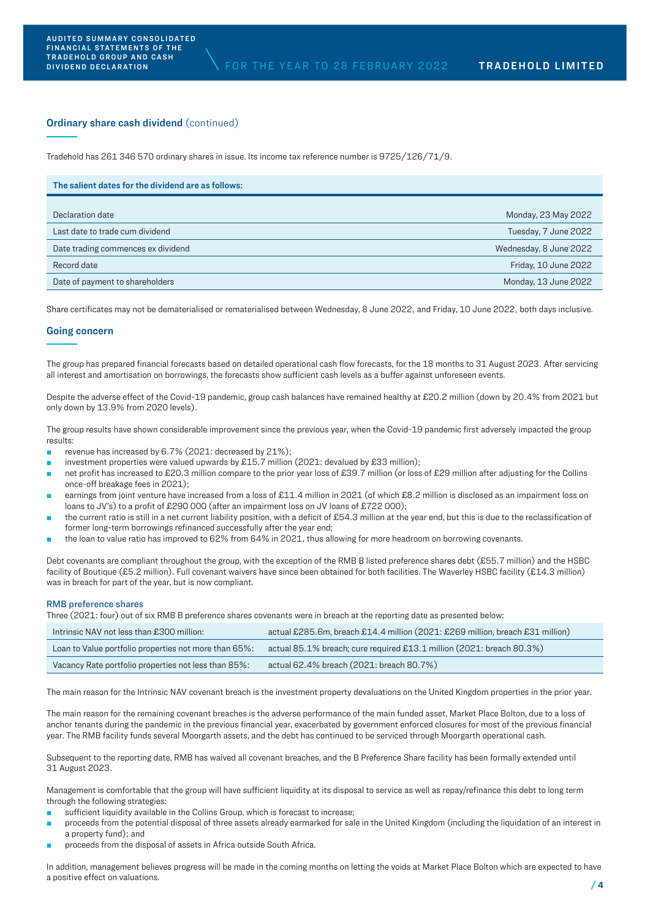## Ordinary share cash dividend (continued)

Tradehold has 261 346 570 ordinary shares in issue. Its income tax reference number is 9725/126/71/9.

| The salient dates for the dividend are as follows: | |
|---|---|
| Declaration date | Monday, 23 May 2022 |
| Last date to trade cum dividend | Tuesday, 7 June 2022 |
| Date trading commences ex dividend | Wednesday, 8 June 2022 |
| Record date | Friday, 10 June 2022 |
| Date of payment to shareholders | Monday, 13 June 2022 |

Share certificates may not be dematerialised or rematerialised between Wednesday, 8 June 2022, and Friday, 10 June 2022, both days inclusive.

## Going concern

The group has prepared financial forecasts based on detailed operational cash flow forecasts, for the 18 months to 31 August 2023. After servicing all interest and amortisation on borrowings, the forecasts show sufficient cash levels as a buffer against unforeseen events.

Despite the adverse effect of the Covid-19 pandemic, group cash balances have remained healthy at £20.2 million (down by 20.4% from 2021 but only down by 13.9% from 2020 levels).

The group results have shown considerable improvement since the previous year, when the Covid-19 pandemic first adversely impacted the group results:

- revenue has increased by 6.7% (2021: decreased by 21%);
- investment properties were valued upwards by £15.7 million (2021: devalued by £33 million);
- net profit has increased to £20.3 million compare to the prior year loss of £39.7 million (or loss of £29 million after adjusting for the Collins once-off breakage fees in 2021);
- earnings from joint venture have increased from a loss of £11.4 million in 2021 (of which £8.2 million is disclosed as an impairment loss on loans to JV's) to a profit of £290 000 (after an impairment loss on JV loans of £722 000);
- the current ratio is still in a net current liability position, with a deficit of £54.3 million at the year end, but this is due to the reclassification of former long-term borrowings refinanced successfully after the year end;
- the loan to value ratio has improved to 62% from 64% in 2021, thus allowing for more headroom on borrowing covenants.

Debt covenants are compliant throughout the group, with the exception of the RMB B listed preference shares debt (£55.7 million) and the HSBC facility of Boutique (£5.2 million). Full covenant waivers have since been obtained for both facilities. The Waverley HSBC facility (£14.3 million) was in breach for part of the year, but is now compliant.

### RMB preference shares

Three (2021: four) out of six RMB B preference shares covenants were in breach at the reporting date as presented below:

| | |
|---|---|
| Intrinsic NAV not less than £300 million: | actual £285.6m, breach £14.4 million (2021: £269 million, breach £31 million) |
| Loan to Value portfolio properties not more than 65%: | actual 85.1% breach; cure required £13.1 million (2021: breach 80.3%) |
| Vacancy Rate portfolio properties not less than 85%: | actual 62.4% breach (2021: breach 80.7%) |

The main reason for the Intrinsic NAV covenant breach is the investment property devaluations on the United Kingdom properties in the prior year.

The main reason for the remaining covenant breaches is the adverse performance of the main funded asset, Market Place Bolton, due to a loss of anchor tenants during the pandemic in the previous financial year, exacerbated by government enforced closures for most of the previous financial year. The RMB facility funds several Moorgarth assets, and the debt has continued to be serviced through Moorgarth operational cash.

Subsequent to the reporting date, RMB has waived all covenant breaches, and the B Preference Share facility has been formally extended until 31 August 2023.

Management is comfortable that the group will have sufficient liquidity at its disposal to service as well as repay/refinance this debt to long term through the following strategies:

- sufficient liquidity available in the Collins Group, which is forecast to increase;
- proceeds from the potential disposal of three assets already earmarked for sale in the United Kingdom (including the liquidation of an interest in a property fund); and
- proceeds from the disposal of assets in Africa outside South Africa.

In addition, management believes progress will be made in the coming months on letting the voids at Market Place Bolton which are expected to have a positive effect on valuations.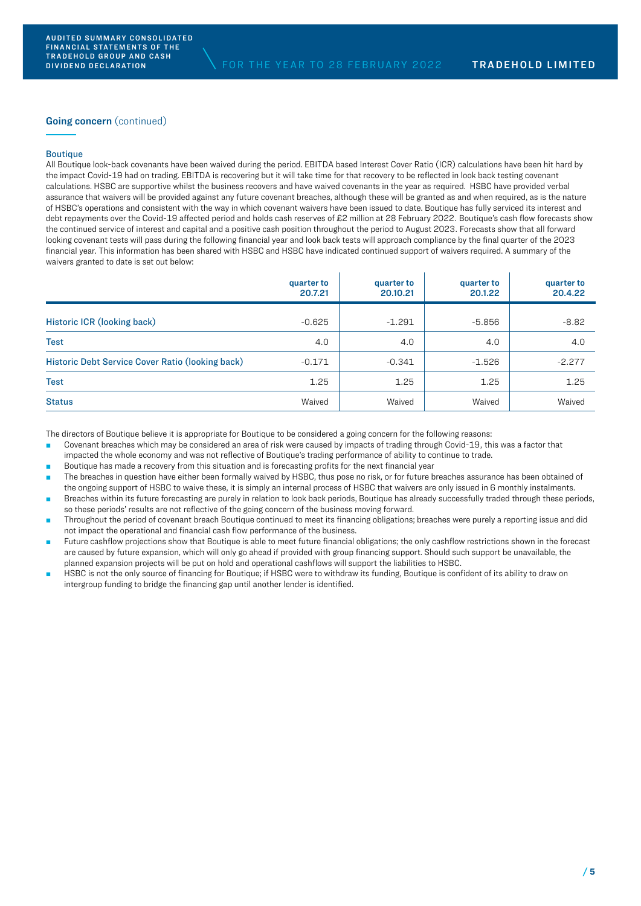## Going concern (continued)

### Boutique

All Boutique look-back covenants have been waived during the period. EBITDA based Interest Cover Ratio (ICR) calculations have been hit hard by the impact Covid-19 had on trading. EBITDA is recovering but it will take time for that recovery to be reflected in look back testing covenant calculations. HSBC are supportive whilst the business recovers and have waived covenants in the year as required. HSBC have provided verbal assurance that waivers will be provided against any future covenant breaches, although these will be granted as and when required, as is the nature of HSBC's operations and consistent with the way in which covenant waivers have been issued to date. Boutique has fully serviced its interest and debt repayments over the Covid-19 affected period and holds cash reserves of £2 million at 28 February 2022. Boutique's cash flow forecasts show the continued service of interest and capital and a positive cash position throughout the period to August 2023. Forecasts show that all forward looking covenant tests will pass during the following financial year and look back tests will approach compliance by the final quarter of the 2023 financial year. This information has been shared with HSBC and HSBC have indicated continued support of waivers required. A summary of the waivers granted to date is set out below:

| | quarter to 20.7.21 | quarter to 20.10.21 | quarter to 20.1.22 | quarter to 20.4.22 |
|---|---|---|---|---|
| Historic ICR (looking back) | -0.625 | -1.291 | -5.856 | -8.82 |
| Test | 4.0 | 4.0 | 4.0 | 4.0 |
| Historic Debt Service Cover Ratio (looking back) | -0.171 | -0.341 | -1.526 | -2.277 |
| Test | 1.25 | 1.25 | 1.25 | 1.25 |
| Status | Waived | Waived | Waived | Waived |

The directors of Boutique believe it is appropriate for Boutique to be considered a going concern for the following reasons:

- Covenant breaches which may be considered an area of risk were caused by impacts of trading through Covid-19, this was a factor that impacted the whole economy and was not reflective of Boutique's trading performance of ability to continue to trade.
- Boutique has made a recovery from this situation and is forecasting profits for the next financial year
- The breaches in question have either been formally waived by HSBC, thus pose no risk, or for future breaches assurance has been obtained of the ongoing support of HSBC to waive these, it is simply an internal process of HSBC that waivers are only issued in 6 monthly instalments.
- Breaches within its future forecasting are purely in relation to look back periods, Boutique has already successfully traded through these periods, so these periods' results are not reflective of the going concern of the business moving forward.
- Throughout the period of covenant breach Boutique continued to meet its financing obligations; breaches were purely a reporting issue and did not impact the operational and financial cash flow performance of the business.
- Future cashflow projections show that Boutique is able to meet future financial obligations; the only cashflow restrictions shown in the forecast are caused by future expansion, which will only go ahead if provided with group financing support. Should such support be unavailable, the planned expansion projects will be put on hold and operational cashflows will support the liabilities to HSBC.
- HSBC is not the only source of financing for Boutique; if HSBC were to withdraw its funding, Boutique is confident of its ability to draw on intergroup funding to bridge the financing gap until another lender is identified.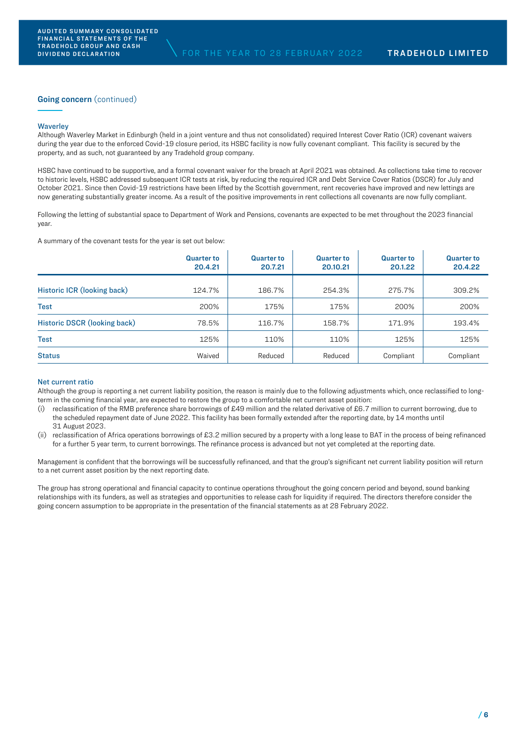## Going concern (continued)

### Waverley

Although Waverley Market in Edinburgh (held in a joint venture and thus not consolidated) required Interest Cover Ratio (ICR) covenant waivers during the year due to the enforced Covid-19 closure period, its HSBC facility is now fully covenant compliant. This facility is secured by the property, and as such, not guaranteed by any Tradehold group company.

HSBC have continued to be supportive, and a formal covenant waiver for the breach at April 2021 was obtained. As collections take time to recover to historic levels, HSBC addressed subsequent ICR tests at risk, by reducing the required ICR and Debt Service Cover Ratios (DSCR) for July and October 2021. Since then Covid-19 restrictions have been lifted by the Scottish government, rent recoveries have improved and new lettings are now generating substantially greater income. As a result of the positive improvements in rent collections all covenants are now fully compliant.

Following the letting of substantial space to Department of Work and Pensions, covenants are expected to be met throughout the 2023 financial year.

A summary of the covenant tests for the year is set out below:

| | Quarter to 20.4.21 | Quarter to 20.7.21 | Quarter to 20.10.21 | Quarter to 20.1.22 | Quarter to 20.4.22 |
|---|---|---|---|---|---|
| Historic ICR (looking back) | 124.7% | 186.7% | 254.3% | 275.7% | 309.2% |
| Test | 200% | 175% | 175% | 200% | 200% |
| Historic DSCR (looking back) | 78.5% | 116.7% | 158.7% | 171.9% | 193.4% |
| Test | 125% | 110% | 110% | 125% | 125% |
| Status | Waived | Reduced | Reduced | Compliant | Compliant |

### Net current ratio

Although the group is reporting a net current liability position, the reason is mainly due to the following adjustments which, once reclassified to long-term in the coming financial year, are expected to restore the group to a comfortable net current asset position:

(i) reclassification of the RMB preference share borrowings of £49 million and the related derivative of £6.7 million to current borrowing, due to the scheduled repayment date of June 2022. This facility has been formally extended after the reporting date, by 14 months until 31 August 2023.

(ii) reclassification of Africa operations borrowings of £3.2 million secured by a property with a long lease to BAT in the process of being refinanced for a further 5 year term, to current borrowings. The refinance process is advanced but not yet completed at the reporting date.

Management is confident that the borrowings will be successfully refinanced, and that the group's significant net current liability position will return to a net current asset position by the next reporting date.

The group has strong operational and financial capacity to continue operations throughout the going concern period and beyond, sound banking relationships with its funders, as well as strategies and opportunities to release cash for liquidity if required. The directors therefore consider the going concern assumption to be appropriate in the presentation of the financial statements as at 28 February 2022.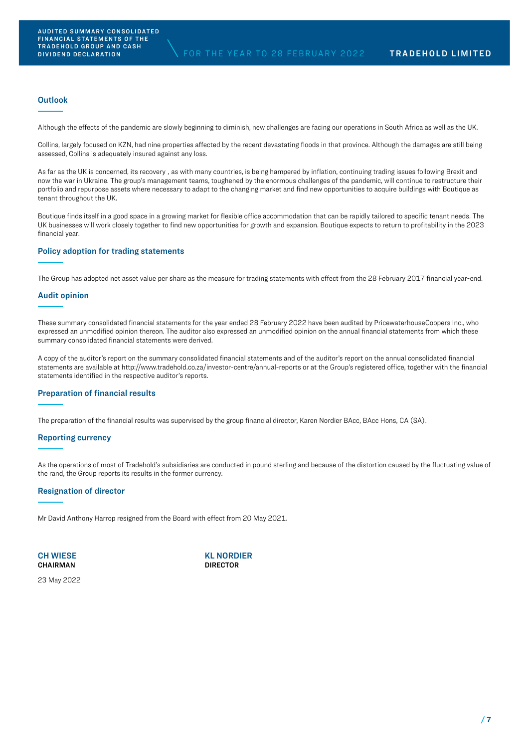## Outlook

Although the effects of the pandemic are slowly beginning to diminish, new challenges are facing our operations in South Africa as well as the UK.

Collins, largely focused on KZN, had nine properties affected by the recent devastating floods in that province. Although the damages are still being assessed, Collins is adequately insured against any loss.

As far as the UK is concerned, its recovery , as with many countries, is being hampered by inflation, continuing trading issues following Brexit and now the war in Ukraine. The group's management teams, toughened by the enormous challenges of the pandemic, will continue to restructure their portfolio and repurpose assets where necessary to adapt to the changing market and find new opportunities to acquire buildings with Boutique as tenant throughout the UK.

Boutique finds itself in a good space in a growing market for flexible office accommodation that can be rapidly tailored to specific tenant needs. The UK businesses will work closely together to find new opportunities for growth and expansion. Boutique expects to return to profitability in the 2023 financial year.

## Policy adoption for trading statements

The Group has adopted net asset value per share as the measure for trading statements with effect from the 28 February 2017 financial year-end.

## Audit opinion

These summary consolidated financial statements for the year ended 28 February 2022 have been audited by PricewaterhouseCoopers Inc., who expressed an unmodified opinion thereon. The auditor also expressed an unmodified opinion on the annual financial statements from which these summary consolidated financial statements were derived.

A copy of the auditor's report on the summary consolidated financial statements and of the auditor's report on the annual consolidated financial statements are available at http://www.tradehold.co.za/investor-centre/annual-reports or at the Group's registered office, together with the financial statements identified in the respective auditor's reports.

## Preparation of financial results

The preparation of the financial results was supervised by the group financial director, Karen Nordier BAcc, BAcc Hons, CA (SA).

## Reporting currency

As the operations of most of Tradehold's subsidiaries are conducted in pound sterling and because of the distortion caused by the fluctuating value of the rand, the Group reports its results in the former currency.

## Resignation of director

Mr David Anthony Harrop resigned from the Board with effect from 20 May 2021.

**CH WIESE**
**CHAIRMAN**

**KL NORDIER**
**DIRECTOR**

23 May 2022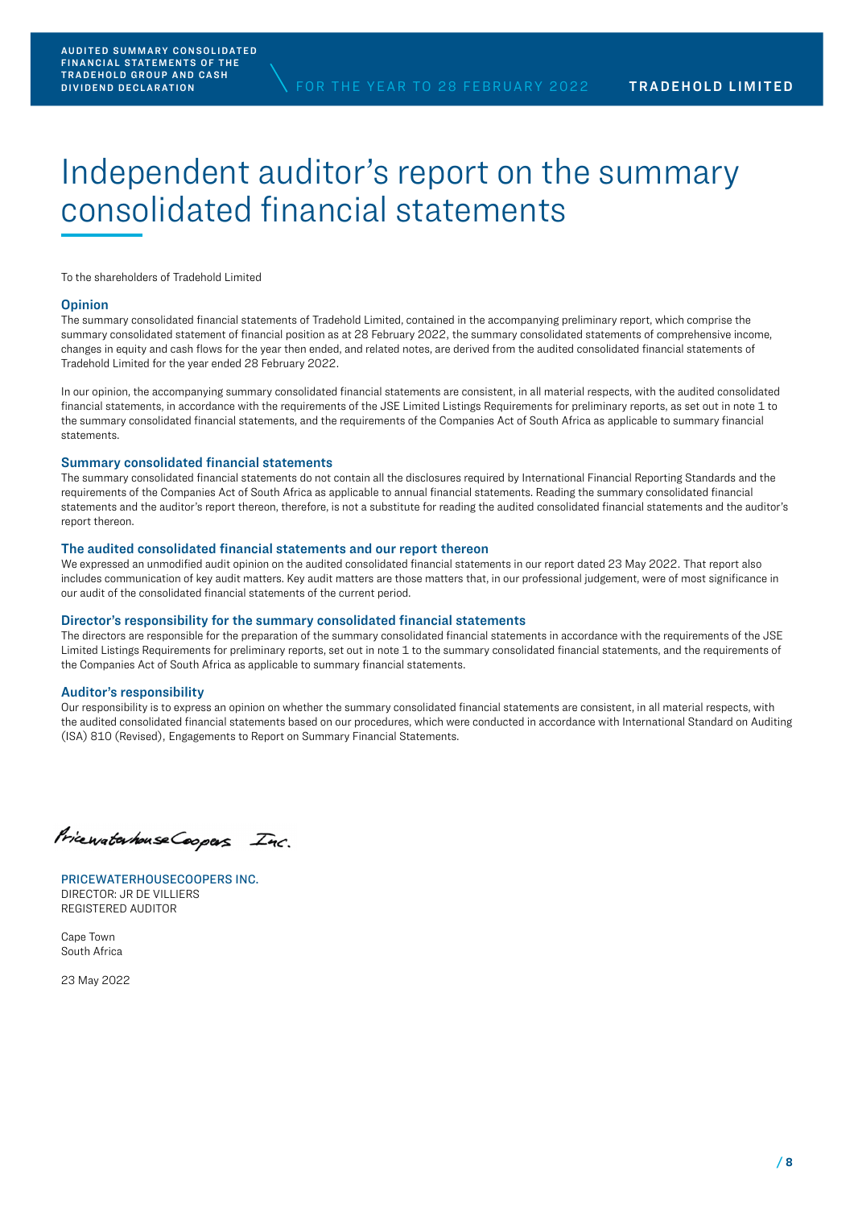# Independent auditor's report on the summary consolidated financial statements

To the shareholders of Tradehold Limited

## Opinion

The summary consolidated financial statements of Tradehold Limited, contained in the accompanying preliminary report, which comprise the summary consolidated statement of financial position as at 28 February 2022, the summary consolidated statements of comprehensive income, changes in equity and cash flows for the year then ended, and related notes, are derived from the audited consolidated financial statements of Tradehold Limited for the year ended 28 February 2022.

In our opinion, the accompanying summary consolidated financial statements are consistent, in all material respects, with the audited consolidated financial statements, in accordance with the requirements of the JSE Limited Listings Requirements for preliminary reports, as set out in note 1 to the summary consolidated financial statements, and the requirements of the Companies Act of South Africa as applicable to summary financial statements.

## Summary consolidated financial statements

The summary consolidated financial statements do not contain all the disclosures required by International Financial Reporting Standards and the requirements of the Companies Act of South Africa as applicable to annual financial statements. Reading the summary consolidated financial statements and the auditor's report thereon, therefore, is not a substitute for reading the audited consolidated financial statements and the auditor's report thereon.

## The audited consolidated financial statements and our report thereon

We expressed an unmodified audit opinion on the audited consolidated financial statements in our report dated 23 May 2022. That report also includes communication of key audit matters. Key audit matters are those matters that, in our professional judgement, were of most significance in our audit of the consolidated financial statements of the current period.

## Director's responsibility for the summary consolidated financial statements

The directors are responsible for the preparation of the summary consolidated financial statements in accordance with the requirements of the JSE Limited Listings Requirements for preliminary reports, set out in note 1 to the summary consolidated financial statements, and the requirements of the Companies Act of South Africa as applicable to summary financial statements.

## Auditor's responsibility

Our responsibility is to express an opinion on whether the summary consolidated financial statements are consistent, in all material respects, with the audited consolidated financial statements based on our procedures, which were conducted in accordance with International Standard on Auditing (ISA) 810 (Revised), Engagements to Report on Summary Financial Statements.

PricewaterhouseCoopers Inc.

PRICEWATERHOUSECOOPERS INC.
DIRECTOR: JR DE VILLIERS
REGISTERED AUDITOR

Cape Town
South Africa

23 May 2022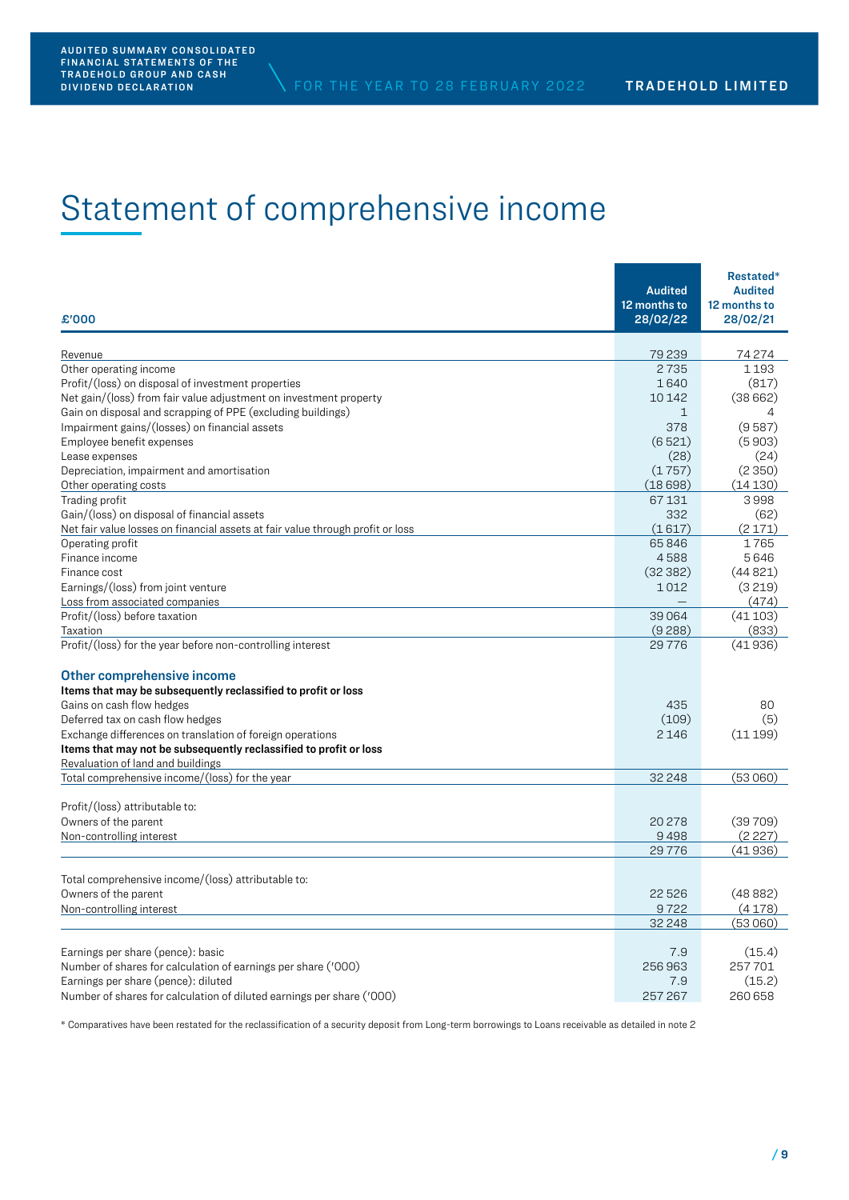# Statement of comprehensive income

| £'000 | Audited 12 months to 28/02/22 | Restated* Audited 12 months to 28/02/21 |
|---|---|---|
| Revenue | 79 239 | 74 274 |
| Other operating income | 2 735 | 1 193 |
| Profit/(loss) on disposal of investment properties | 1 640 | (817) |
| Net gain/(loss) from fair value adjustment on investment property | 10 142 | (38 662) |
| Gain on disposal and scrapping of PPE (excluding buildings) | 1 | 4 |
| Impairment gains/(losses) on financial assets | 378 | (9 587) |
| Employee benefit expenses | (6 521) | (5 903) |
| Lease expenses | (28) | (24) |
| Depreciation, impairment and amortisation | (1 757) | (2 350) |
| Other operating costs | (18 698) | (14 130) |
| Trading profit | 67 131 | 3 998 |
| Gain/(loss) on disposal of financial assets | 332 | (62) |
| Net fair value losses on financial assets at fair value through profit or loss | (1 617) | (2 171) |
| Operating profit | 65 846 | 1 765 |
| Finance income | 4 588 | 5 646 |
| Finance cost | (32 382) | (44 821) |
| Earnings/(loss) from joint venture | 1 012 | (3 219) |
| Loss from associated companies | — | (474) |
| Profit/(loss) before taxation | 39 064 | (41 103) |
| Taxation | (9 288) | (833) |
| Profit/(loss) for the year before non-controlling interest | 29 776 | (41 936) |
| **Other comprehensive income** | | |
| **Items that may be subsequently reclassified to profit or loss** | | |
| Gains on cash flow hedges | 435 | 80 |
| Deferred tax on cash flow hedges | (109) | (5) |
| Exchange differences on translation of foreign operations | 2 146 | (11 199) |
| **Items that may not be subsequently reclassified to profit or loss** | | |
| Revaluation of land and buildings | | |
| Total comprehensive income/(loss) for the year | 32 248 | (53 060) |
| Profit/(loss) attributable to: | | |
| Owners of the parent | 20 278 | (39 709) |
| Non-controlling interest | 9 498 | (2 227) |
| | 29 776 | (41 936) |
| Total comprehensive income/(loss) attributable to: | | |
| Owners of the parent | 22 526 | (48 882) |
| Non-controlling interest | 9 722 | (4 178) |
| | 32 248 | (53 060) |
| Earnings per share (pence): basic | 7.9 | (15.4) |
| Number of shares for calculation of earnings per share ('000) | 256 963 | 257 701 |
| Earnings per share (pence): diluted | 7.9 | (15.2) |
| Number of shares for calculation of diluted earnings per share ('000) | 257 267 | 260 658 |

* Comparatives have been restated for the reclassification of a security deposit from Long-term borrowings to Loans receivable as detailed in note 2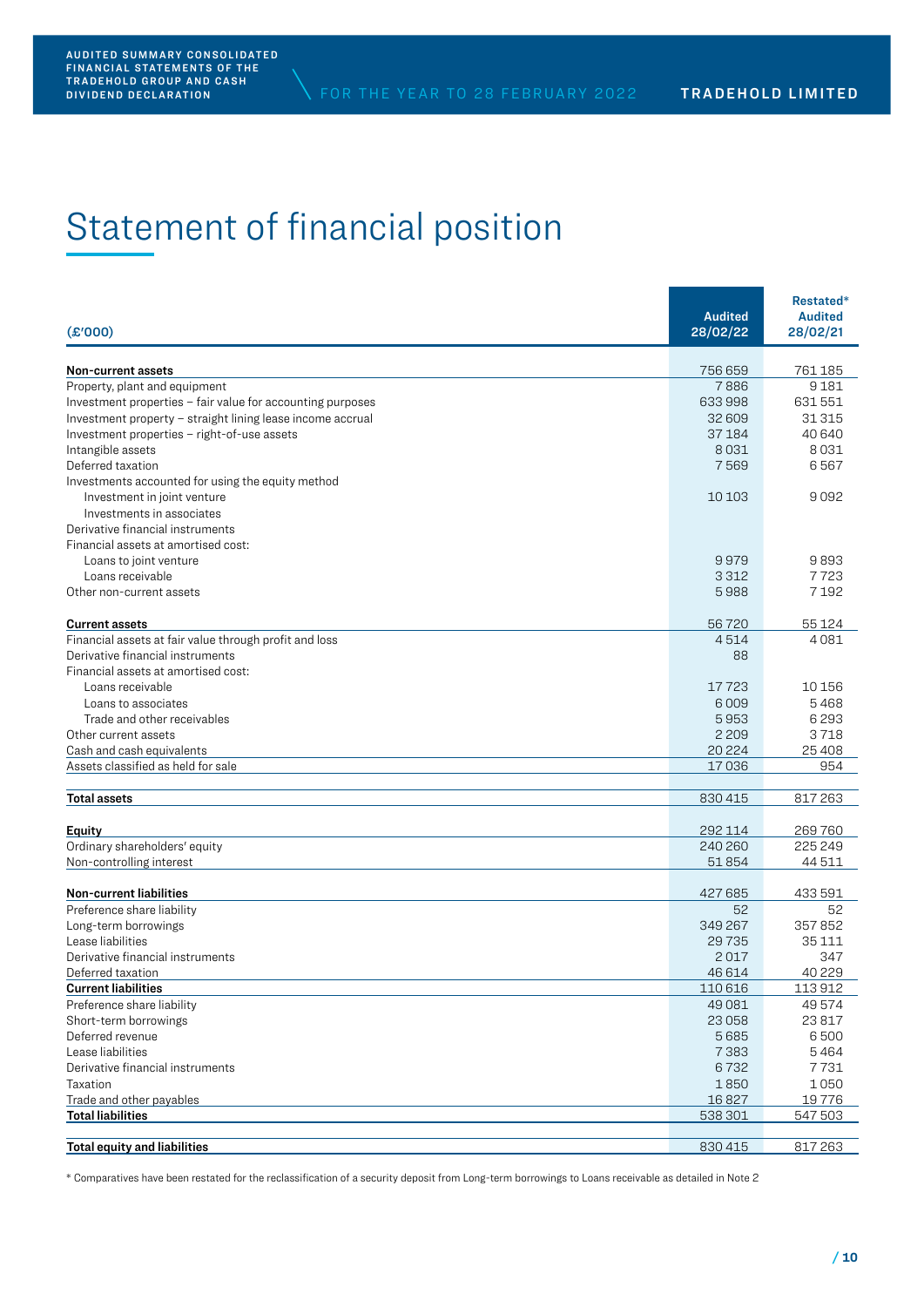# Statement of financial position

| (£'000) | Audited 28/02/22 | Restated* Audited 28/02/21 |
|---|---|---|
| **Non-current assets** | 756 659 | 761 185 |
| Property, plant and equipment | 7 886 | 9 181 |
| Investment properties – fair value for accounting purposes | 633 998 | 631 551 |
| Investment property – straight lining lease income accrual | 32 609 | 31 315 |
| Investment properties – right-of-use assets | 37 184 | 40 640 |
| Intangible assets | 8 031 | 8 031 |
| Deferred taxation | 7 569 | 6 567 |
| Investments accounted for using the equity method | | |
| Investment in joint venture | 10 103 | 9 092 |
| Investments in associates | | |
| Derivative financial instruments | | |
| Financial assets at amortised cost: | | |
| Loans to joint venture | 9 979 | 9 893 |
| Loans receivable | 3 312 | 7 723 |
| Other non-current assets | 5 988 | 7 192 |
| **Current assets** | 56 720 | 55 124 |
| Financial assets at fair value through profit and loss | 4 514 | 4 081 |
| Derivative financial instruments | 88 | |
| Financial assets at amortised cost: | | |
| Loans receivable | 17 723 | 10 156 |
| Loans to associates | 6 009 | 5 468 |
| Trade and other receivables | 5 953 | 6 293 |
| Other current assets | 2 209 | 3 718 |
| Cash and cash equivalents | 20 224 | 25 408 |
| Assets classified as held for sale | 17 036 | 954 |
| **Total assets** | 830 415 | 817 263 |
| **Equity** | 292 114 | 269 760 |
| Ordinary shareholders' equity | 240 260 | 225 249 |
| Non-controlling interest | 51 854 | 44 511 |
| **Non-current liabilities** | 427 685 | 433 591 |
| Preference share liability | 52 | 52 |
| Long-term borrowings | 349 267 | 357 852 |
| Lease liabilities | 29 735 | 35 111 |
| Derivative financial instruments | 2 017 | 347 |
| Deferred taxation | 46 614 | 40 229 |
| **Current liabilities** | 110 616 | 113 912 |
| Preference share liability | 49 081 | 49 574 |
| Short-term borrowings | 23 058 | 23 817 |
| Deferred revenue | 5 685 | 6 500 |
| Lease liabilities | 7 383 | 5 464 |
| Derivative financial instruments | 6 732 | 7 731 |
| Taxation | 1 850 | 1 050 |
| Trade and other payables | 16 827 | 19 776 |
| **Total liabilities** | 538 301 | 547 503 |
| **Total equity and liabilities** | 830 415 | 817 263 |

* Comparatives have been restated for the reclassification of a security deposit from Long-term borrowings to Loans receivable as detailed in Note 2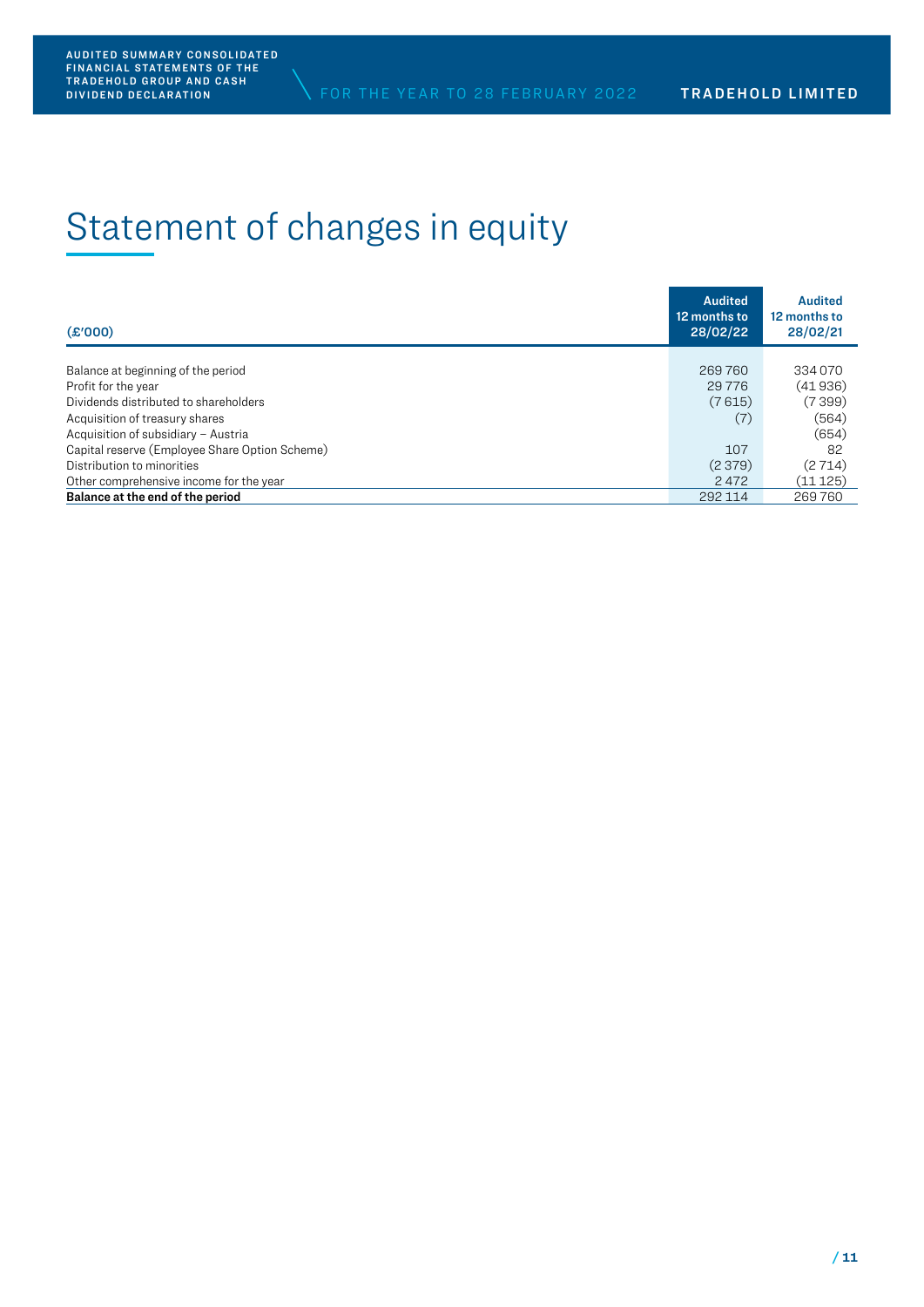# Statement of changes in equity

| (£'000) | Audited 12 months to 28/02/22 | Audited 12 months to 28/02/21 |
|---|---|---|
| Balance at beginning of the period | 269 760 | 334 070 |
| Profit for the year | 29 776 | (41 936) |
| Dividends distributed to shareholders | (7 615) | (7 399) |
| Acquisition of treasury shares | (7) | (564) |
| Acquisition of subsidiary – Austria | | (654) |
| Capital reserve (Employee Share Option Scheme) | 107 | 82 |
| Distribution to minorities | (2 379) | (2 714) |
| Other comprehensive income for the year | 2 472 | (11 125) |
| **Balance at the end of the period** | 292 114 | 269 760 |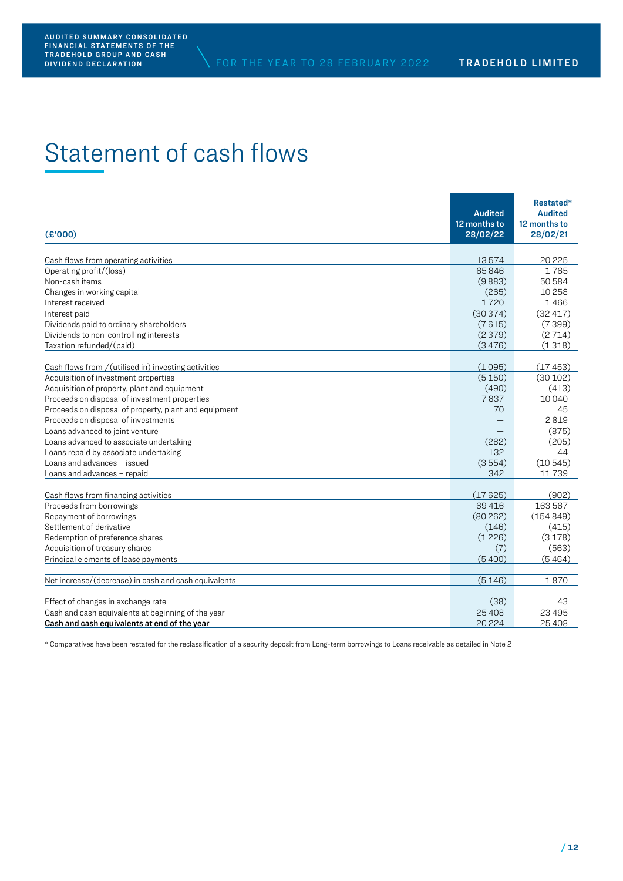# Statement of cash flows

| (£'000) | Audited 12 months to 28/02/22 | Restated* Audited 12 months to 28/02/21 |
|---|---|---|
| Cash flows from operating activities | 13 574 | 20 225 |
| Operating profit/(loss) | 65 846 | 1 765 |
| Non-cash items | (9 883) | 50 584 |
| Changes in working capital | (265) | 10 258 |
| Interest received | 1 720 | 1 466 |
| Interest paid | (30 374) | (32 417) |
| Dividends paid to ordinary shareholders | (7 615) | (7 399) |
| Dividends to non-controlling interests | (2 379) | (2 714) |
| Taxation refunded/(paid) | (3 476) | (1 318) |
| Cash flows from /(utilised in) investing activities | (1 095) | (17 453) |
| Acquisition of investment properties | (5 150) | (30 102) |
| Acquisition of property, plant and equipment | (490) | (413) |
| Proceeds on disposal of investment properties | 7 837 | 10 040 |
| Proceeds on disposal of property, plant and equipment | 70 | 45 |
| Proceeds on disposal of investments | – | 2 819 |
| Loans advanced to joint venture | – | (875) |
| Loans advanced to associate undertaking | (282) | (205) |
| Loans repaid by associate undertaking | 132 | 44 |
| Loans and advances – issued | (3 554) | (10 545) |
| Loans and advances – repaid | 342 | 11 739 |
| Cash flows from financing activities | (17 625) | (902) |
| Proceeds from borrowings | 69 416 | 163 567 |
| Repayment of borrowings | (80 262) | (154 849) |
| Settlement of derivative | (146) | (415) |
| Redemption of preference shares | (1 226) | (3 178) |
| Acquisition of treasury shares | (7) | (563) |
| Principal elements of lease payments | (5 400) | (5 464) |
| Net increase/(decrease) in cash and cash equivalents | (5 146) | 1 870 |
| Effect of changes in exchange rate | (38) | 43 |
| Cash and cash equivalents at beginning of the year | 25 408 | 23 495 |
| **Cash and cash equivalents at end of the year** | 20 224 | 25 408 |

* Comparatives have been restated for the reclassification of a security deposit from Long-term borrowings to Loans receivable as detailed in Note 2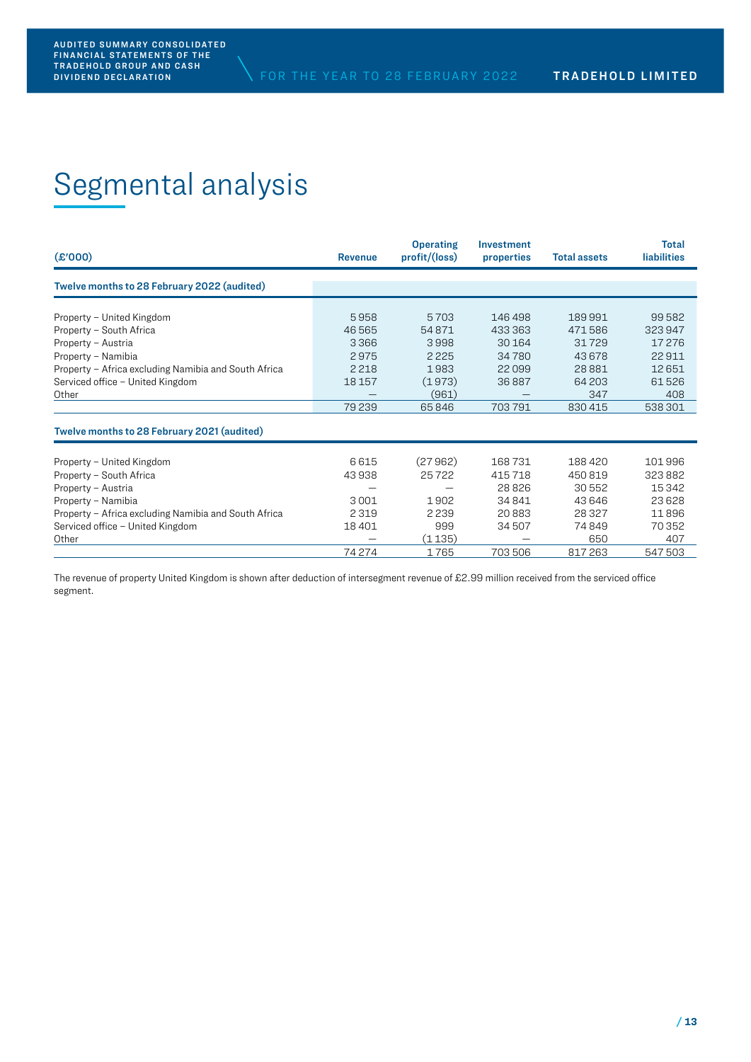# Segmental analysis

| (£'000) | Revenue | Operating profit/(loss) | Investment properties | Total assets | Total liabilities |
|---|---|---|---|---|---|
| **Twelve months to 28 February 2022 (audited)** | | | | | |
| Property – United Kingdom | 5 958 | 5 703 | 146 498 | 189 991 | 99 582 |
| Property – South Africa | 46 565 | 54 871 | 433 363 | 471 586 | 323 947 |
| Property – Austria | 3 366 | 3 998 | 30 164 | 31 729 | 17 276 |
| Property – Namibia | 2 975 | 2 225 | 34 780 | 43 678 | 22 911 |
| Property – Africa excluding Namibia and South Africa | 2 218 | 1 983 | 22 099 | 28 881 | 12 651 |
| Serviced office – United Kingdom | 18 157 | (1 973) | 36 887 | 64 203 | 61 526 |
| Other | — | (961) | — | 347 | 408 |
| | 79 239 | 65 846 | 703 791 | 830 415 | 538 301 |
| **Twelve months to 28 February 2021 (audited)** | | | | | |
| Property – United Kingdom | 6 615 | (27 962) | 168 731 | 188 420 | 101 996 |
| Property – South Africa | 43 938 | 25 722 | 415 718 | 450 819 | 323 882 |
| Property – Austria | — | — | 28 826 | 30 552 | 15 342 |
| Property – Namibia | 3 001 | 1 902 | 34 841 | 43 646 | 23 628 |
| Property – Africa excluding Namibia and South Africa | 2 319 | 2 239 | 20 883 | 28 327 | 11 896 |
| Serviced office – United Kingdom | 18 401 | 999 | 34 507 | 74 849 | 70 352 |
| Other | — | (1 135) | — | 650 | 407 |
| | 74 274 | 1 765 | 703 506 | 817 263 | 547 503 |

The revenue of property United Kingdom is shown after deduction of intersegment revenue of £2.99 million received from the serviced office segment.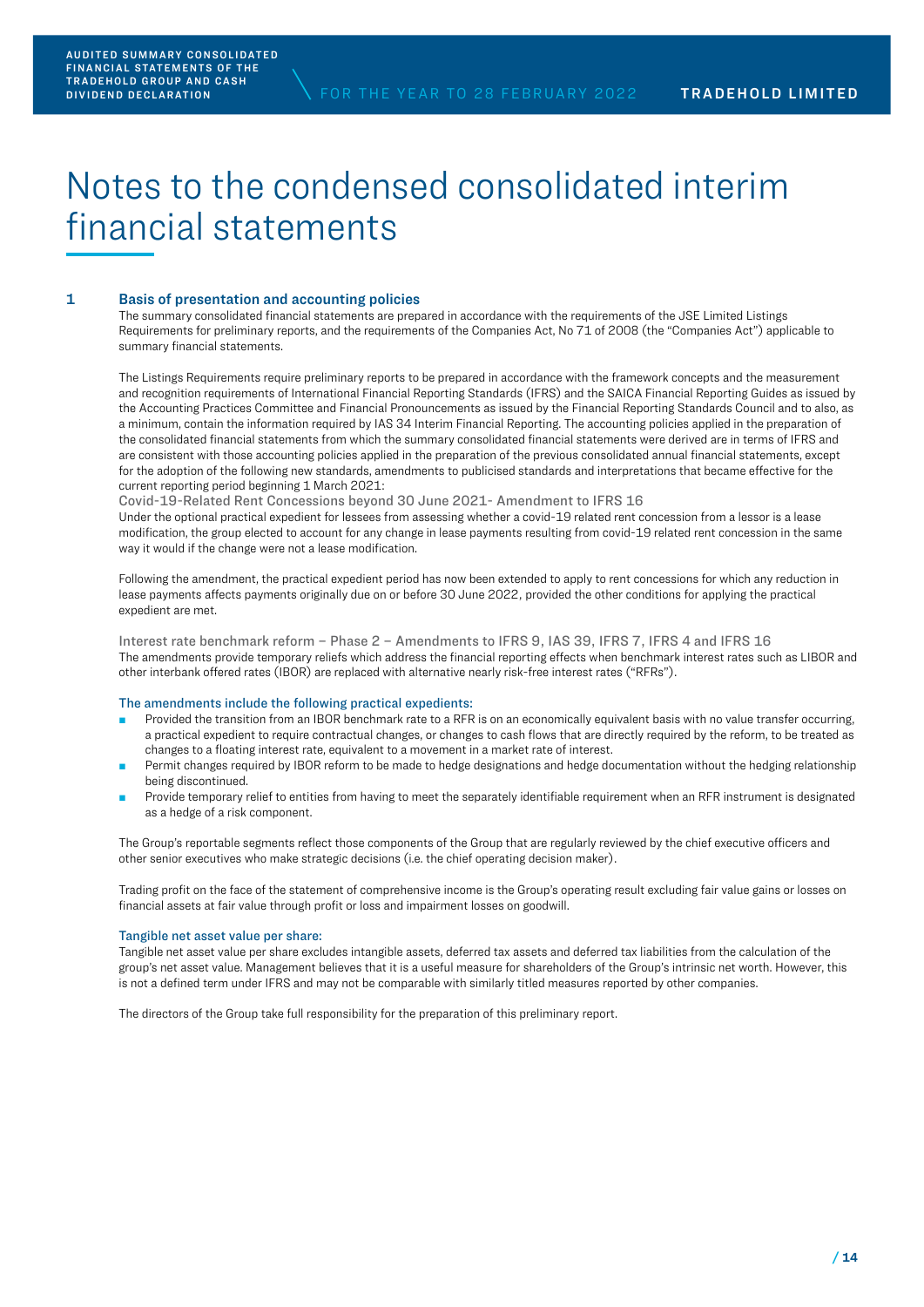# Notes to the condensed consolidated interim financial statements

## 1 Basis of presentation and accounting policies

The summary consolidated financial statements are prepared in accordance with the requirements of the JSE Limited Listings Requirements for preliminary reports, and the requirements of the Companies Act, No 71 of 2008 (the "Companies Act") applicable to summary financial statements.

The Listings Requirements require preliminary reports to be prepared in accordance with the framework concepts and the measurement and recognition requirements of International Financial Reporting Standards (IFRS) and the SAICA Financial Reporting Guides as issued by the Accounting Practices Committee and Financial Pronouncements as issued by the Financial Reporting Standards Council and to also, as a minimum, contain the information required by IAS 34 Interim Financial Reporting. The accounting policies applied in the preparation of the consolidated financial statements from which the summary consolidated financial statements were derived are in terms of IFRS and are consistent with those accounting policies applied in the preparation of the previous consolidated annual financial statements, except for the adoption of the following new standards, amendments to publicised standards and interpretations that became effective for the current reporting period beginning 1 March 2021:

Covid-19-Related Rent Concessions beyond 30 June 2021- Amendment to IFRS 16

Under the optional practical expedient for lessees from assessing whether a covid-19 related rent concession from a lessor is a lease modification, the group elected to account for any change in lease payments resulting from covid-19 related rent concession in the same way it would if the change were not a lease modification.

Following the amendment, the practical expedient period has now been extended to apply to rent concessions for which any reduction in lease payments affects payments originally due on or before 30 June 2022, provided the other conditions for applying the practical expedient are met.

Interest rate benchmark reform – Phase 2 – Amendments to IFRS 9, IAS 39, IFRS 7, IFRS 4 and IFRS 16

The amendments provide temporary reliefs which address the financial reporting effects when benchmark interest rates such as LIBOR and other interbank offered rates (IBOR) are replaced with alternative nearly risk-free interest rates ("RFRs").

### The amendments include the following practical expedients:

- Provided the transition from an IBOR benchmark rate to a RFR is on an economically equivalent basis with no value transfer occurring, a practical expedient to require contractual changes, or changes to cash flows that are directly required by the reform, to be treated as changes to a floating interest rate, equivalent to a movement in a market rate of interest.
- Permit changes required by IBOR reform to be made to hedge designations and hedge documentation without the hedging relationship being discontinued.
- Provide temporary relief to entities from having to meet the separately identifiable requirement when an RFR instrument is designated as a hedge of a risk component.

The Group's reportable segments reflect those components of the Group that are regularly reviewed by the chief executive officers and other senior executives who make strategic decisions (i.e. the chief operating decision maker).

Trading profit on the face of the statement of comprehensive income is the Group's operating result excluding fair value gains or losses on financial assets at fair value through profit or loss and impairment losses on goodwill.

### Tangible net asset value per share:

Tangible net asset value per share excludes intangible assets, deferred tax assets and deferred tax liabilities from the calculation of the group's net asset value. Management believes that it is a useful measure for shareholders of the Group's intrinsic net worth. However, this is not a defined term under IFRS and may not be comparable with similarly titled measures reported by other companies.

The directors of the Group take full responsibility for the preparation of this preliminary report.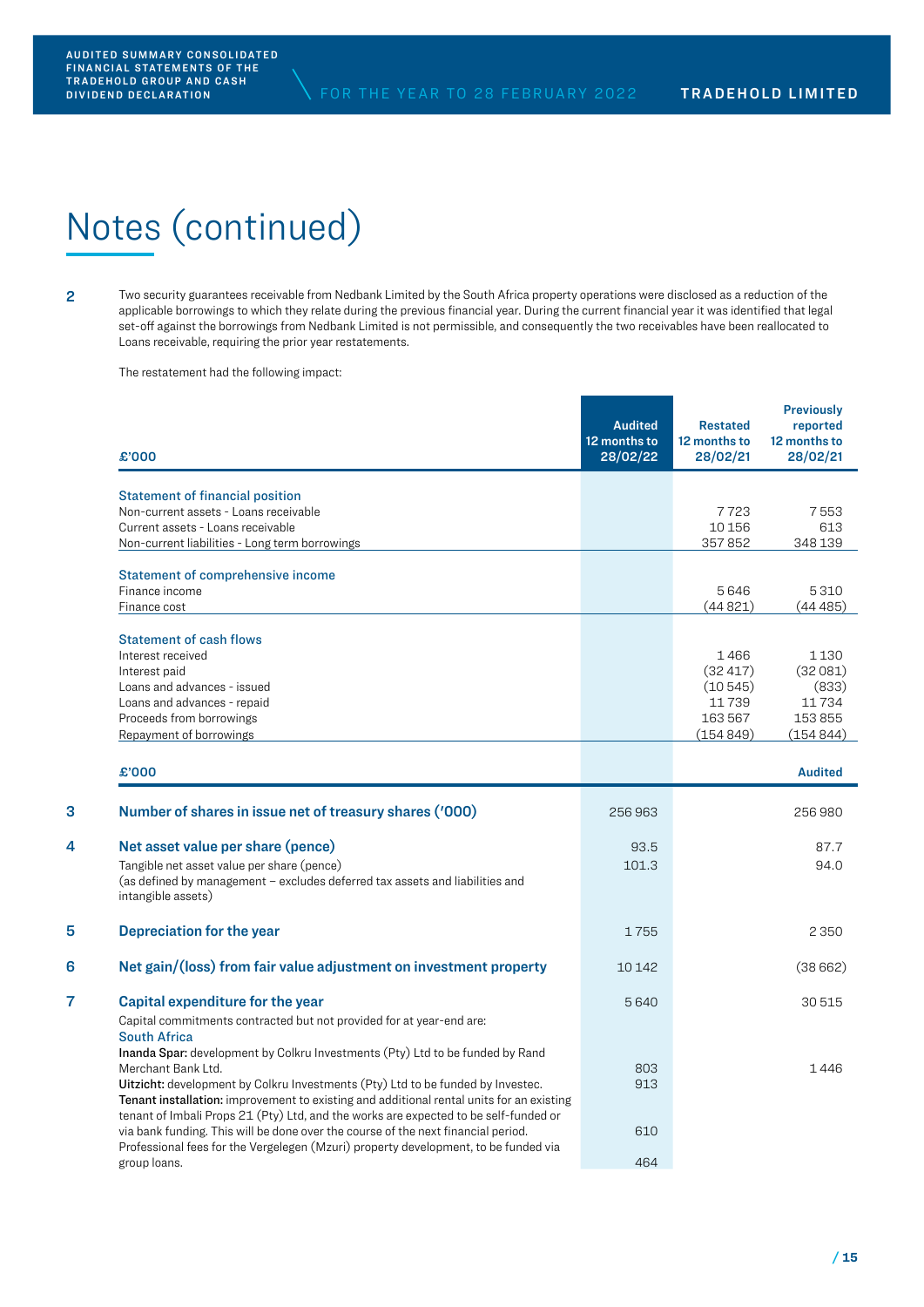# Notes (continued)

**2** Two security guarantees receivable from Nedbank Limited by the South Africa property operations were disclosed as a reduction of the applicable borrowings to which they relate during the previous financial year. During the current financial year it was identified that legal set-off against the borrowings from Nedbank Limited is not permissible, and consequently the two receivables have been reallocated to Loans receivable, requiring the prior year restatements.

The restatement had the following impact:

| £'000 | Audited 12 months to 28/02/22 | Restated 12 months to 28/02/21 | Previously reported 12 months to 28/02/21 |
|---|---|---|---|
| **Statement of financial position** | | | |
| Non-current assets - Loans receivable | | 7 723 | 7 553 |
| Current assets - Loans receivable | | 10 156 | 613 |
| Non-current liabilities - Long term borrowings | | 357 852 | 348 139 |
| **Statement of comprehensive income** | | | |
| Finance income | | 5 646 | 5 310 |
| Finance cost | | (44 821) | (44 485) |
| **Statement of cash flows** | | | |
| Interest received | | 1 466 | 1 130 |
| Interest paid | | (32 417) | (32 081) |
| Loans and advances - issued | | (10 545) | (833) |
| Loans and advances - repaid | | 11 739 | 11 734 |
| Proceeds from borrowings | | 163 567 | 153 855 |
| Repayment of borrowings | | (154 849) | (154 844) |

| | £'000 | Audited 12 months to 28/02/22 | Audited 12 months to 28/02/21 |
|---|---|---|---|
| **3** | **Number of shares in issue net of treasury shares ('000)** | 256 963 | 256 980 |
| **4** | **Net asset value per share (pence)** | 93.5 | 87.7 |
| | Tangible net asset value per share (pence) (as defined by management – excludes deferred tax assets and liabilities and intangible assets) | 101.3 | 94.0 |
| **5** | **Depreciation for the year** | 1 755 | 2 350 |
| **6** | **Net gain/(loss) from fair value adjustment on investment property** | 10 142 | (38 662) |
| **7** | **Capital expenditure for the year** | 5 640 | 30 515 |
| | Capital commitments contracted but not provided for at year-end are: | | |
| | South Africa | | |
| | **Inanda Spar:** development by Colkru Investments (Pty) Ltd to be funded by Rand Merchant Bank Ltd. | 803 | 1 446 |
| | **Uitzicht:** development by Colkru Investments (Pty) Ltd to be funded by Investec. | 913 | |
| | **Tenant installation:** improvement to existing and additional rental units for an existing tenant of Imbali Props 21 (Pty) Ltd, and the works are expected to be self-funded or via bank funding. This will be done over the course of the next financial period. | 610 | |
| | Professional fees for the Vergelegen (Mzuri) property development, to be funded via group loans. | 464 | |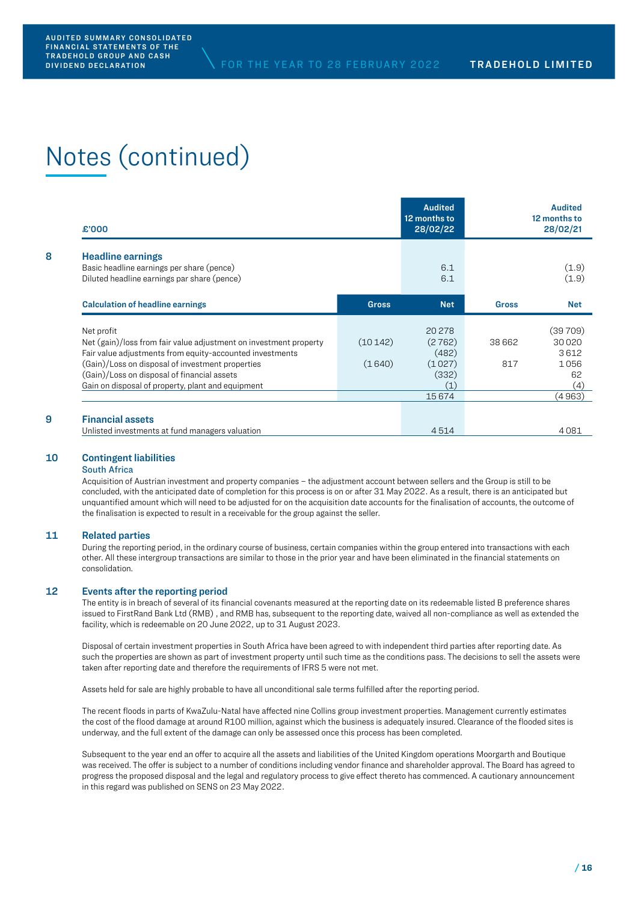# Notes (continued)

| £'000 | | Audited 12 months to 28/02/22 | | Audited 12 months to 28/02/21 |
|---|---|---|---|---|
| **8 Headline earnings** | | | | |
| Basic headline earnings per share (pence) | | 6.1 | | (1.9) |
| Diluted headline earnings par share (pence) | | 6.1 | | (1.9) |
| **Calculation of headline earnings** | **Gross** | **Net** | **Gross** | **Net** |
| Net profit | | 20 278 | | (39 709) |
| Net (gain)/loss from fair value adjustment on investment property | (10 142) | (2 762) | 38 662 | 30 020 |
| Fair value adjustments from equity-accounted investments | | (482) | | 3 612 |
| (Gain)/Loss on disposal of investment properties | (1 640) | (1 027) | 817 | 1 056 |
| (Gain)/Loss on disposal of financial assets | | (332) | | 62 |
| Gain on disposal of property, plant and equipment | | (1) | | (4) |
| | | 15 674 | | (4 963) |
| **9 Financial assets** | | | | |
| Unlisted investments at fund managers valuation | | 4 514 | | 4 081 |

## 10 Contingent liabilities

### South Africa

Acquisition of Austrian investment and property companies – the adjustment account between sellers and the Group is still to be concluded, with the anticipated date of completion for this process is on or after 31 May 2022, up to 31 August 2022. As a result, there is an anticipated but unquantified amount which will need to be adjusted for on the acquisition date accounts for the finalisation of accounts, the outcome of the finalisation is expected to result in a receivable for the group against the seller.

## 11 Related parties

During the reporting period, in the ordinary course of business, certain companies within the group entered into transactions with each other. All these intergroup transactions are similar to those in the prior year and have been eliminated in the financial statements on consolidation.

## 12 Events after the reporting period

The entity is in breach of several of its financial covenants measured at the reporting date on its redeemable listed B preference shares issued to FirstRand Bank Ltd (RMB) , and RMB has, subsequent to the reporting date, waived all non-compliance as well as extended the facility, which is redeemable on 20 June 2022, up to 31 August 2023.

Disposal of certain investment properties in South Africa have been agreed to with independent third parties after reporting date. As such the properties are shown as part of investment property until such time as the conditions pass. The decisions to sell the assets were taken after reporting date and therefore the requirements of IFRS 5 were not met.

Assets held for sale are highly probable to have all unconditional sale terms fulfilled after the reporting period.

The recent floods in parts of KwaZulu-Natal have affected nine Collins group investment properties. Management currently estimates the cost of the flood damage at around R100 million, against which the business is adequately insured. Clearance of the flooded sites is underway, and the full extent of the damage can only be assessed once this process has been completed.

Subsequent to the year end an offer to acquire all the assets and liabilities of the United Kingdom operations Moorgarth and Boutique was received. The offer is subject to a number of conditions including vendor finance and shareholder approval. The Board has agreed to progress the proposed disposal and the legal and regulatory process to give effect thereto has commenced. A cautionary announcement in this regard was published on SENS on 23 May 2022.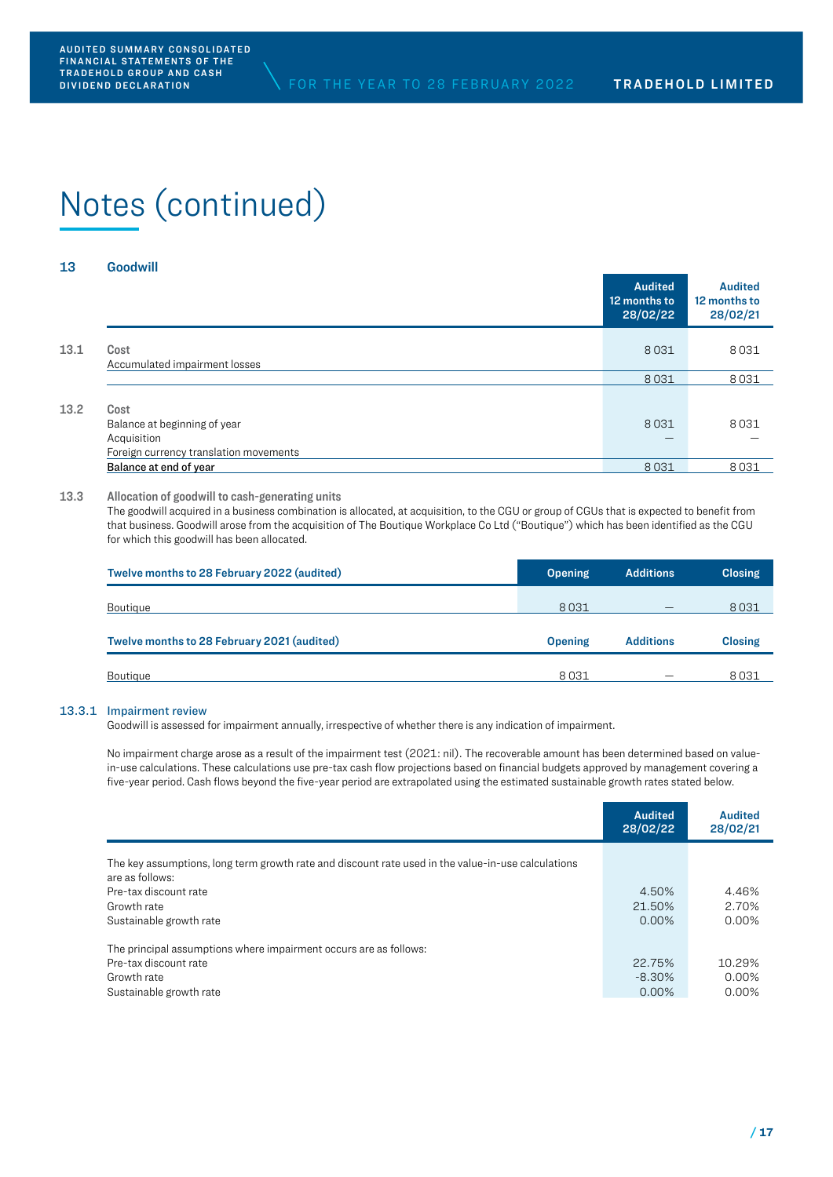# Notes (continued)

## 13 Goodwill

| | | Audited 12 months to 28/02/22 | Audited 12 months to 28/02/21 |
|---|---|---|---|
| 13.1 | Cost | 8 031 | 8 031 |
| | Accumulated impairment losses | | |
| | | 8 031 | 8 031 |
| 13.2 | Cost | | |
| | Balance at beginning of year | 8 031 | 8 031 |
| | Acquisition | — | — |
| | Foreign currency translation movements | | |
| | **Balance at end of year** | 8 031 | 8 031 |

### 13.3 Allocation of goodwill to cash-generating units

The goodwill acquired in a business combination is allocated, at acquisition, to the CGU or group of CGUs that is expected to benefit from that business. Goodwill arose from the acquisition of The Boutique Workplace Co Ltd ("Boutique") which has been identified as the CGU for which this goodwill has been allocated.

| Twelve months to 28 February 2022 (audited) | Opening | Additions | Closing |
|---|---|---|---|
| Boutique | 8 031 | — | 8 031 |
| **Twelve months to 28 February 2021 (audited)** | **Opening** | **Additions** | **Closing** |
| Boutique | 8 031 | — | 8 031 |

#### 13.3.1 Impairment review

Goodwill is assessed for impairment annually, irrespective of whether there is any indication of impairment.

No impairment charge arose as a result of the impairment test (2021: nil). The recoverable amount has been determined based on value-in-use calculations. These calculations use pre-tax cash flow projections based on financial budgets approved by management covering a five-year period. Cash flows beyond the five-year period are extrapolated using the estimated sustainable growth rates stated below.

| | Audited 28/02/22 | Audited 28/02/21 |
|---|---|---|
| The key assumptions, long term growth rate and discount rate used in the value-in-use calculations are as follows: | | |
| Pre-tax discount rate | 4.50% | 4.46% |
| Growth rate | 21.50% | 2.70% |
| Sustainable growth rate | 0.00% | 0.00% |
| The principal assumptions where impairment occurs are as follows: | | |
| Pre-tax discount rate | 22.75% | 10.29% |
| Growth rate | -8.30% | 0.00% |
| Sustainable growth rate | 0.00% | 0.00% |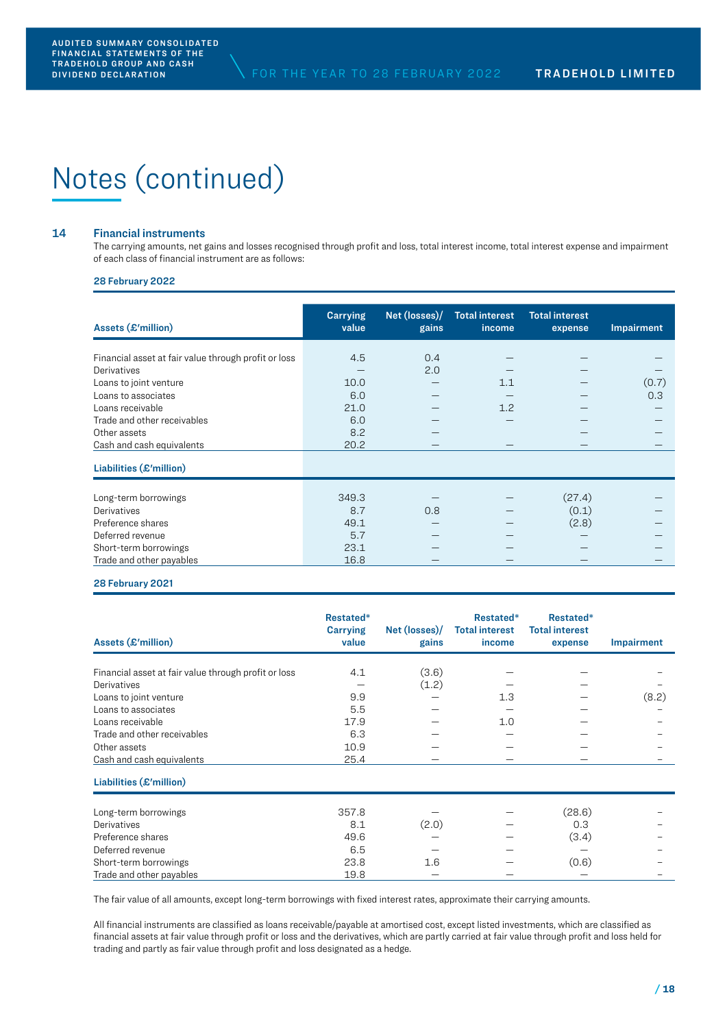# Notes (continued)

## 14 Financial instruments

The carrying amounts, net gains and losses recognised through profit and loss, total interest income, total interest expense and impairment of each class of financial instrument are as follows:

**28 February 2022**

| Assets (£'million) | Carrying value | Net (losses)/ gains | Total interest income | Total interest expense | Impairment |
|---|---|---|---|---|---|
| Financial asset at fair value through profit or loss | 4.5 | 0.4 | — | — | — |
| Derivatives | — | 2.0 | — | — | — |
| Loans to joint venture | 10.0 | — | 1.1 | — | (0.7) |
| Loans to associates | 6.0 | — | — | — | 0.3 |
| Loans receivable | 21.0 | — | 1.2 | — | — |
| Trade and other receivables | 6.0 | — | — | — | — |
| Other assets | 8.2 | — | | — | — |
| Cash and cash equivalents | 20.2 | — | — | — | — |
| **Liabilities (£'million)** | | | | | |
| Long-term borrowings | 349.3 | — | — | (27.4) | — |
| Derivatives | 8.7 | 0.8 | — | (0.1) | — |
| Preference shares | 49.1 | — | — | (2.8) | — |
| Deferred revenue | 5.7 | — | — | — | — |
| Short-term borrowings | 23.1 | — | — | — | — |
| Trade and other payables | 16.8 | — | — | — | — |

**28 February 2021**

| Assets (£'million) | Restated* Carrying value | Net (losses)/ gains | Restated* Total interest income | Restated* Total interest expense | Impairment |
|---|---|---|---|---|---|
| Financial asset at fair value through profit or loss | 4.1 | (3.6) | — | — | – |
| Derivatives | — | (1.2) | — | — | – |
| Loans to joint venture | 9.9 | — | 1.3 | — | (8.2) |
| Loans to associates | 5.5 | — | — | — | – |
| Loans receivable | 17.9 | — | 1.0 | — | – |
| Trade and other receivables | 6.3 | — | — | — | – |
| Other assets | 10.9 | — | — | — | – |
| Cash and cash equivalents | 25.4 | — | — | — | – |
| **Liabilities (£'million)** | | | | | |
| Long-term borrowings | 357.8 | — | — | (28.6) | – |
| Derivatives | 8.1 | (2.0) | — | 0.3 | – |
| Preference shares | 49.6 | — | — | (3.4) | – |
| Deferred revenue | 6.5 | — | — | — | – |
| Short-term borrowings | 23.8 | 1.6 | — | (0.6) | – |
| Trade and other payables | 19.8 | — | — | — | – |

The fair value of all amounts, except long-term borrowings with fixed interest rates, approximate their carrying amounts.

All financial instruments are classified as loans receivable/payable at amortised cost, except listed investments, which are classified as financial assets at fair value through profit or loss and the derivatives, which are partly carried at fair value through profit and loss held for trading and partly as fair value through profit and loss designated as a hedge.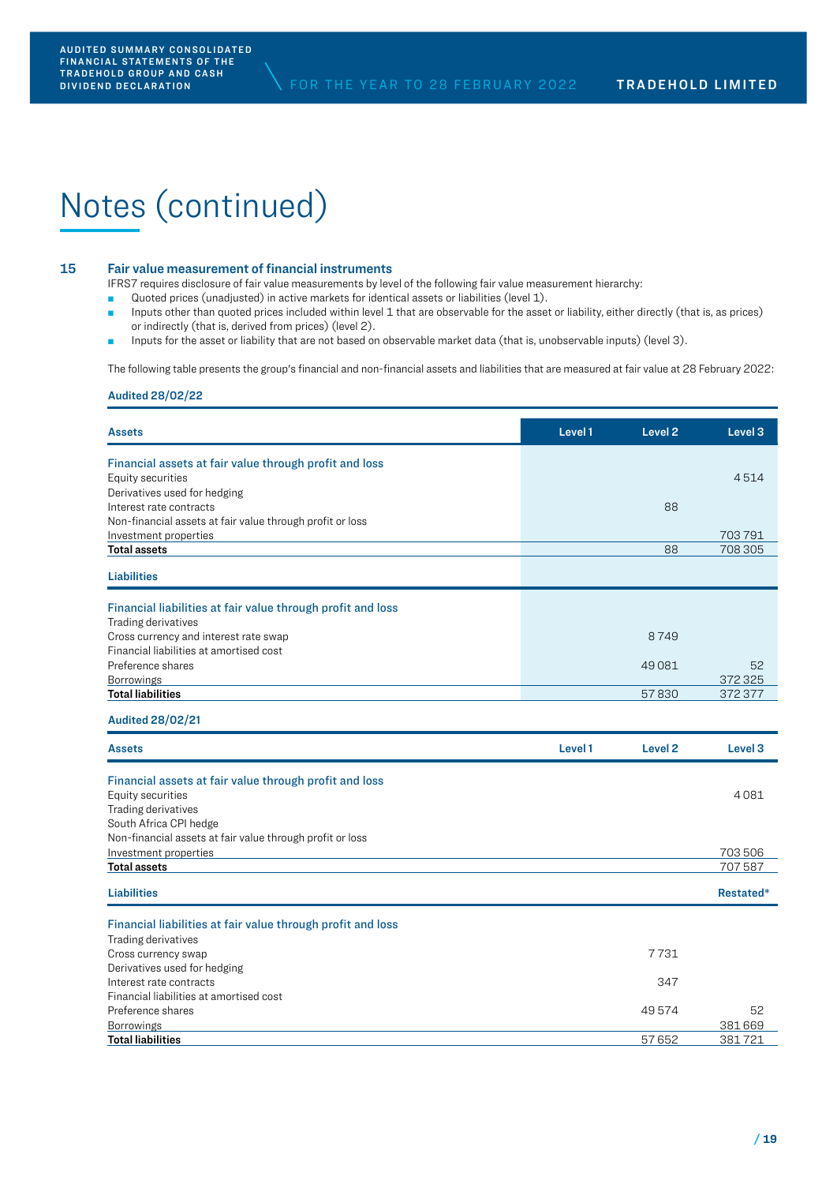# Notes (continued)

## 15 Fair value measurement of financial instruments

IFRS7 requires disclosure of fair value measurements by level of the following fair value measurement hierarchy:

- Quoted prices (unadjusted) in active markets for identical assets or liabilities (level 1).
- Inputs other than quoted prices included within level 1 that are observable for the asset or liability, either directly (that is, as prices) or indirectly (that is, derived from prices) (level 2).
- Inputs for the asset or liability that are not based on observable market data (that is, unobservable inputs) (level 3).

The following table presents the group's financial and non-financial assets and liabilities that are measured at fair value at 28 February 2022:

**Audited 28/02/22**

| Assets | Level 1 | Level 2 | Level 3 |
|---|---|---|---|
| Financial assets at fair value through profit and loss | | | |
| Equity securities | | | 4 514 |
| Derivatives used for hedging | | | |
| Interest rate contracts | | 88 | |
| Non-financial assets at fair value through profit or loss | | | |
| Investment properties | | | 703 791 |
| **Total assets** | | 88 | 708 305 |
| **Liabilities** | | | |
| Financial liabilities at fair value through profit and loss | | | |
| Trading derivatives | | | |
| Cross currency and interest rate swap | | 8 749 | |
| Financial liabilities at amortised cost | | | |
| Preference shares | | 49 081 | 52 |
| Borrowings | | | 372 325 |
| **Total liabilities** | | 57 830 | 372 377 |

**Audited 28/02/21**

| Assets | Level 1 | Level 2 | Level 3 |
|---|---|---|---|
| Financial assets at fair value through profit and loss | | | |
| Equity securities | | | 4 081 |
| Trading derivatives | | | |
| South Africa CPI hedge | | | |
| Non-financial assets at fair value through profit or loss | | | |
| Investment properties | | | 703 506 |
| **Total assets** | | | 707 587 |
| **Liabilities** | | | **Restated*** |
| Financial liabilities at fair value through profit and loss | | | |
| Trading derivatives | | | |
| Cross currency swap | | 7 731 | |
| Derivatives used for hedging | | | |
| Interest rate contracts | | 347 | |
| Financial liabilities at amortised cost | | | |
| Preference shares | | 49 574 | 52 |
| Borrowings | | | 381 669 |
| **Total liabilities** | | 57 652 | 381 721 |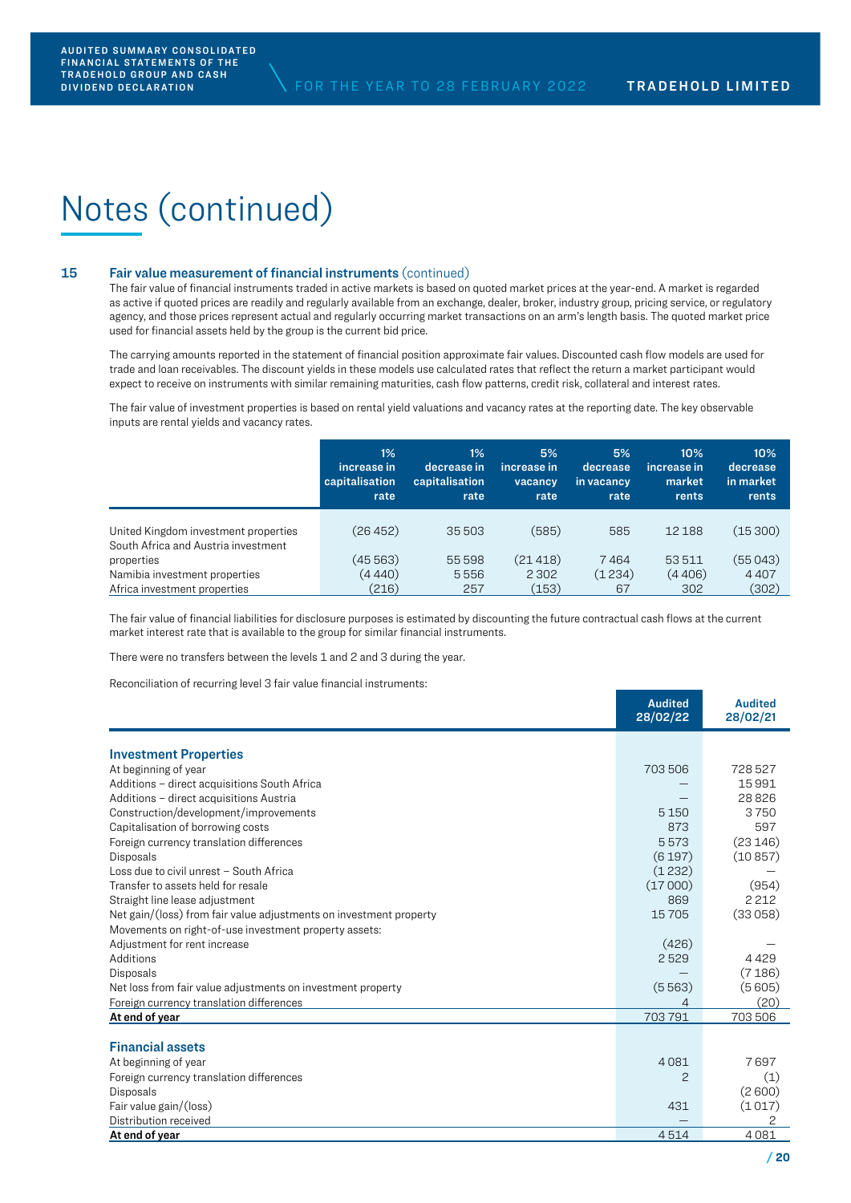# Notes (continued)

**15 Fair value measurement of financial instruments** (continued)

The fair value of financial instruments traded in active markets is based on quoted market prices at the year-end. A market is regarded as active if quoted prices are readily and regularly available from an exchange, dealer, broker, industry group, pricing service, or regulatory agency, and those prices represent actual and regularly occurring market transactions on an arm's length basis. The quoted market price used for financial assets held by the group is the current bid price.

The carrying amounts reported in the statement of financial position approximate fair values. Discounted cash flow models are used for trade and loan receivables. The discount yields in these models use calculated rates that reflect the return a market participant would expect to receive on instruments with similar remaining maturities, cash flow patterns, credit risk, collateral and interest rates.

The fair value of investment properties is based on rental yield valuations and vacancy rates at the reporting date. The key observable inputs are rental yields and vacancy rates.

| | 1% increase in capitalisation rate | 1% decrease in capitalisation rate | 5% increase in vacancy rate | 5% decrease in vacancy rate | 10% increase in market rents | 10% decrease in market rents |
|---|---|---|---|---|---|---|
| United Kingdom investment properties | (26 452) | 35 503 | (585) | 585 | 12 188 | (15 300) |
| South Africa and Austria investment properties | (45 563) | 55 598 | (21 418) | 7 464 | 53 511 | (55 043) |
| Namibia investment properties | (4 440) | 5 556 | 2 302 | (1 234) | (4 406) | 4 407 |
| Africa investment properties | (216) | 257 | (153) | 67 | 302 | (302) |

The fair value of financial liabilities for disclosure purposes is estimated by discounting the future contractual cash flows at the current market interest rate that is available to the group for similar financial instruments.

There were no transfers between the levels 1 and 2 and 3 during the year.

Reconciliation of recurring level 3 fair value financial instruments:

| | Audited 28/02/22 | Audited 28/02/21 |
|---|---|---|
| **Investment Properties** | | |
| At beginning of year | 703 506 | 728 527 |
| Additions – direct acquisitions South Africa | — | 15 991 |
| Additions – direct acquisitions Austria | — | 28 826 |
| Construction/development/improvements | 5 150 | 3 750 |
| Capitalisation of borrowing costs | 873 | 597 |
| Foreign currency translation differences | 5 573 | (23 146) |
| Disposals | (6 197) | (10 857) |
| Loss due to civil unrest – South Africa | (1 232) | — |
| Transfer to assets held for resale | (17 000) | (954) |
| Straight line lease adjustment | 869 | 2 212 |
| Net gain/(loss) from fair value adjustments on investment property | 15 705 | (33 058) |
| Movements on right-of-use investment property assets: | | |
| Adjustment for rent increase | (426) | — |
| Additions | 2 529 | 4 429 |
| Disposals | — | (7 186) |
| Net loss from fair value adjustments on investment property | (5 563) | (5 605) |
| Foreign currency translation differences | 4 | (20) |
| **At end of year** | 703 791 | 703 506 |
| **Financial assets** | | |
| At beginning of year | 4 081 | 7 697 |
| Foreign currency translation differences | 2 | (1) |
| Disposals | | (2 600) |
| Fair value gain/(loss) | 431 | (1 017) |
| Distribution received | — | 2 |
| **At end of year** | 4 514 | 4 081 |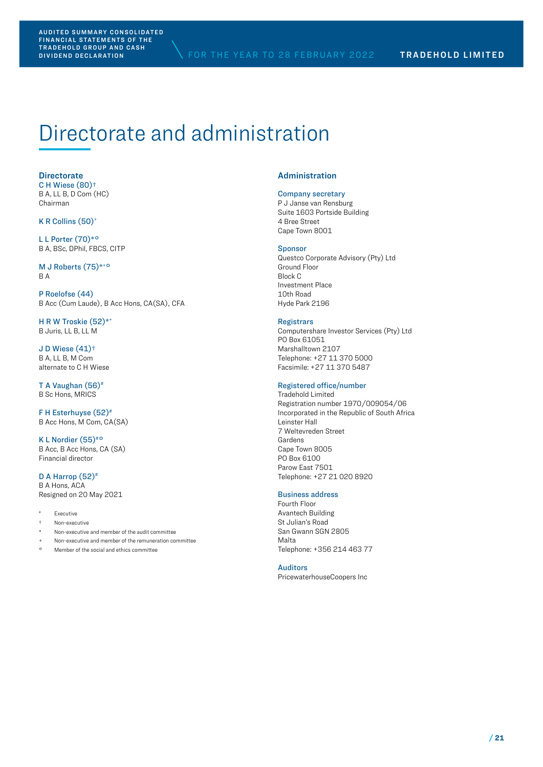# Directorate and administration

## Directorate

**C H Wiese (80)†**
B A, LL B, D Com (HC)
Chairman

**K R Collins (50)+**

**L L Porter (70)*°**
B A, BSc, DPhil, FBCS, CITP

**M J Roberts (75)*+°**
B A

**P Roelofse (44)**
B Acc (Cum Laude), B Acc Hons, CA(SA), CFA

**H R W Troskie (52)*+**
B Juris, LL B, LL M

**J D Wiese (41)†**
B A, LL B, M Com
alternate to C H Wiese

**T A Vaughan (56)#**
B Sc Hons, MRICS

**F H Esterhuyse (52)#**
B Acc Hons, M Com, CA(SA)

**K L Nordier (55)#°**
B Acc, B Acc Hons, CA (SA)
Financial director

**D A Harrop (52)#**
B A Hons, ACA
Resigned on 20 May 2021

- # Executive
- † Non-executive
- * Non-executive and member of the audit committee
- + Non-executive and member of the remuneration committee
- ° Member of the social and ethics committee

## Administration

**Company secretary**
P J Janse van Rensburg
Suite 1603 Portside Building
4 Bree Street
Cape Town 8001

**Sponsor**
Questco Corporate Advisory (Pty) Ltd
Ground Floor
Block C
Investment Place
10th Road
Hyde Park 2196

**Registrars**
Computershare Investor Services (Pty) Ltd
PO Box 61051
Marshalltown 2107
Telephone: +27 11 370 5000
Facsimile: +27 11 370 5487

**Registered office/number**
Tradehold Limited
Registration number 1970/009054/06
Incorporated in the Republic of South Africa
Leinster Hall
7 Weltevreden Street
Gardens
Cape Town 8005
PO Box 6100
Parow East 7501
Telephone: +27 21 020 8920

**Business address**
Fourth Floor
Avantech Building
St Julian's Road
San Gwann SGN 2805
Malta
Telephone: +356 214 463 77

**Auditors**
PricewaterhouseCoopers Inc